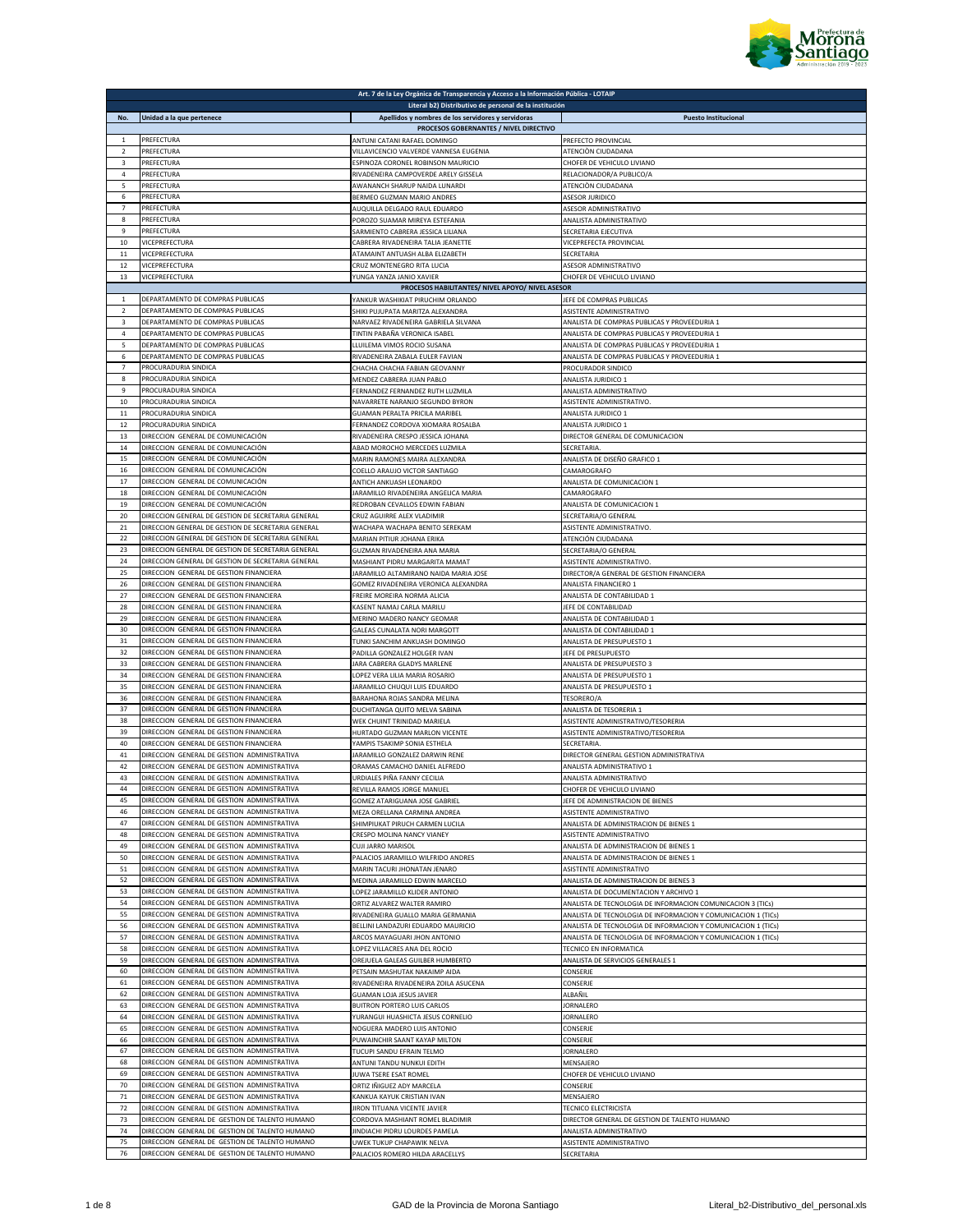| Art. 7 de la Ley Orgánica de Transparencia y Acceso a la Información Pública - LOTAIP | | | |
|---|---|---|---|
| Literal b2) Distributivo de personal de la institución | | | |
| No. | Unidad a la que pertenece | Apellidos y nombres de los servidores y servidoras | Puesto Institucional |
| PROCESOS GOBERNANTES / NIVEL DIRECTIVO | | | |
| 1 | PREFECTURA | ANTUNI CATANI RAFAEL DOMINGO | PREFECTO PROVINCIAL |
| 2 | PREFECTURA | VILLAVICENCIO VALVERDE VANNESA EUGENIA | ATENCIÓN CIUDADANA |
| 3 | PREFECTURA | ESPINOZA CORONEL ROBINSON MAURICIO | CHOFER DE VEHICULO LIVIANO |
| 4 | PREFECTURA | RIVADENEIRA CAMPOVERDE ARELY GISSELA | RELACIONADOR/A PUBLICO/A |
| 5 | PREFECTURA | AWANANCH SHARUP NAIDA LUNARDI | ATENCIÓN CIUDADANA |
| 6 | PREFECTURA | BERMEO GUZMAN MARIO ANDRES | ASESOR JURIDICO |
| 7 | PREFECTURA | AUQUILLA DELGADO RAUL EDUARDO | ASESOR ADMINISTRATIVO |
| 8 | PREFECTURA | POROZO SUAMAR MIREYA ESTEFANIA | ANALISTA ADMINISTRATIVO |
| 9 | PREFECTURA | SARMIENTO CABRERA JESSICA LILIANA | SECRETARIA EJECUTIVA |
| 10 | VICEPREFECTURA | CABRERA RIVADENEIRA TALIA JEANETTE | VICEPREFECTA PROVINCIAL |
| 11 | VICEPREFECTURA | ATAMAINT ANTUASH ALBA ELIZABETH | SECRETARIA |
| 12 | VICEPREFECTURA | CRUZ MONTENEGRO RITA LUCIA | ASESOR ADMINISTRATIVO |
| 13 | VICEPREFECTURA | YUNGA YANZA JANIO XAVIER | CHOFER DE VEHICULO LIVIANO |
| PROCESOS HABILITANTES/ NIVEL APOYO/ NIVEL ASESOR | | | |
| 1 | DEPARTAMENTO DE COMPRAS PUBLICAS | YANKUR WASHIKIAT PIRUCHIM ORLANDO | JEFE DE COMPRAS PUBLICAS |
| 2 | DEPARTAMENTO DE COMPRAS PUBLICAS | SHIKI PUJUPATA MARITZA ALEXANDRA | ASISTENTE ADMINISTRATIVO |
| 3 | DEPARTAMENTO DE COMPRAS PUBLICAS | NARVAEZ RIVADENEIRA GABRIELA SILVANA | ANALISTA DE COMPRAS PUBLICAS Y PROVEEDURIA 1 |
| 4 | DEPARTAMENTO DE COMPRAS PUBLICAS | TINTIN PABAÑA VERONICA ISABEL | ANALISTA DE COMPRAS PUBLICAS Y PROVEEDURIA 1 |
| 5 | DEPARTAMENTO DE COMPRAS PUBLICAS | LLUILEMA VIMOS ROCIO SUSANA | ANALISTA DE COMPRAS PUBLICAS Y PROVEEDURIA 1 |
| 6 | DEPARTAMENTO DE COMPRAS PUBLICAS | RIVADENEIRA ZABALA EULER FAVIAN | ANALISTA DE COMPRAS PUBLICAS Y PROVEEDURIA 1 |
| 7 | PROCURADURIA SINDICA | CHACHA CHACHA FABIAN GEOVANNY | PROCURADOR SINDICO |
| 8 | PROCURADURIA SINDICA | MENDEZ CABRERA JUAN PABLO | ANALISTA JURIDICO 1 |
| 9 | PROCURADURIA SINDICA | FERNANDEZ FERNANDEZ RUTH LUZMILA | ANALISTA ADMINISTRATIVO |
| 10 | PROCURADURIA SINDICA | NAVARRETE NARANJO SEGUNDO BYRON | ASISTENTE ADMINISTRATIVO. |
| 11 | PROCURADURIA SINDICA | GUAMAN PERALTA PRICILA MARIBEL | ANALISTA JURIDICO 1 |
| 12 | PROCURADURIA SINDICA | FERNANDEZ CORDOVA XIOMARA ROSALBA | ANALISTA JURIDICO 1 |
| 13 | DIRECCION GENERAL DE COMUNICACIÓN | RIVADENEIRA CRESPO JESSICA JOHANA | DIRECTOR GENERAL DE COMUNICACION |
| 14 | DIRECCION GENERAL DE COMUNICACIÓN | ABAD MOROCHO MERCEDES LUZMILA | SECRETARIA. |
| 15 | DIRECCION GENERAL DE COMUNICACIÓN | MARIN RAMONES MAIRA ALEXANDRA | ANALISTA DE DISEÑO GRAFICO 1 |
| 16 | DIRECCION GENERAL DE COMUNICACIÓN | COELLO ARAUJO VICTOR SANTIAGO | CAMAROGRAFO |
| 17 | DIRECCION GENERAL DE COMUNICACIÓN | ANTICH ANKUASH LEONARDO | ANALISTA DE COMUNICACION 1 |
| 18 | DIRECCION GENERAL DE COMUNICACIÓN | JARAMILLO RIVADENEIRA ANGELICA MARIA | CAMAROGRAFO |
| 19 | DIRECCION GENERAL DE COMUNICACIÓN | REDROBAN CEVALLOS EDWIN FABIAN | ANALISTA DE COMUNICACION 1 |
| 20 | DIRECCION GENERAL DE GESTION DE SECRETARIA GENERAL | CRUZ AGUIRRE ALEX VLADIMIR | SECRETARIA/O GENERAL |
| 21 | DIRECCION GENERAL DE GESTION DE SECRETARIA GENERAL | WACHAPA WACHAPA BENITO SEREKAM | ASISTENTE ADMINISTRATIVO. |
| 22 | DIRECCION GENERAL DE GESTION DE SECRETARIA GENERAL | MARIAN PITIUR JOHANA ERIKA | ATENCIÓN CIUDADANA |
| 23 | DIRECCION GENERAL DE GESTION DE SECRETARIA GENERAL | GUZMAN RIVADENEIRA ANA MARIA | SECRETARIA/O GENERAL |
| 24 | DIRECCION GENERAL DE GESTION DE SECRETARIA GENERAL | MASHIANT PIDRU MARGARITA MAMAT | ASISTENTE ADMINISTRATIVO. |
| 25 | DIRECCION GENERAL DE GESTION FINANCIERA | JARAMILLO ALTAMIRANO NAIDA MARIA JOSE | DIRECTOR/A GENERAL DE GESTION FINANCIERA |
| 26 | DIRECCION GENERAL DE GESTION FINANCIERA | GOMEZ RIVADENEIRA VERONICA ALEXANDRA | ANALISTA FINANCIERO 1 |
| 27 | DIRECCION GENERAL DE GESTION FINANCIERA | FREIRE MOREIRA NORMA ALICIA | ANALISTA DE CONTABILIDAD 1 |
| 28 | DIRECCION GENERAL DE GESTION FINANCIERA | KASENT NAMAJ CARLA MARILU | JEFE DE CONTABILIDAD |
| 29 | DIRECCION GENERAL DE GESTION FINANCIERA | MERINO MADERO NANCY GEOMAR | ANALISTA DE CONTABILIDAD 1 |
| 30 | DIRECCION GENERAL DE GESTION FINANCIERA | GALEAS CUNALATA NORI MARGOTT | ANALISTA DE CONTABILIDAD 1 |
| 31 | DIRECCION GENERAL DE GESTION FINANCIERA | TUNKI SANCHIM ANKUASH DOMINGO | ANALISTA DE PRESUPUESTO 1 |
| 32 | DIRECCION GENERAL DE GESTION FINANCIERA | PADILLA GONZALEZ HOLGER IVAN | JEFE DE PRESUPUESTO |
| 33 | DIRECCION GENERAL DE GESTION FINANCIERA | JARA CABRERA GLADYS MARLENE | ANALISTA DE PRESUPUESTO 3 |
| 34 | DIRECCION GENERAL DE GESTION FINANCIERA | LOPEZ VERA LILIA MARIA ROSARIO | ANALISTA DE PRESUPUESTO 1 |
| 35 | DIRECCION GENERAL DE GESTION FINANCIERA | JARAMILLO CHUQUI LUIS EDUARDO | ANALISTA DE PRESUPUESTO 1 |
| 36 | DIRECCION GENERAL DE GESTION FINANCIERA | BARAHONA ROJAS SANDRA MELINA | TESORERO/A |
| 37 | DIRECCION GENERAL DE GESTION FINANCIERA | DUCHITANGA QUITO MELVA SABINA | ANALISTA DE TESORERIA 1 |
| 38 | DIRECCION GENERAL DE GESTION FINANCIERA | WEK CHUINT TRINIDAD MARIELA | ASISTENTE ADMINISTRATIVO/TESORERIA |
| 39 | DIRECCION GENERAL DE GESTION FINANCIERA | HURTADO GUZMAN MARLON VICENTE | ASISTENTE ADMINISTRATIVO/TESORERIA |
| 40 | DIRECCION GENERAL DE GESTION FINANCIERA | YAMPIS TSAKIMP SONIA ESTHELA | SECRETARIA. |
| 41 | DIRECCION GENERAL DE GESTION ADMINISTRATIVA | JARAMILLO GONZALEZ DARWIN RENE | DIRECTOR GENERAL GESTION ADMINISTRATIVA |
| 42 | DIRECCION GENERAL DE GESTION ADMINISTRATIVA | ORAMAS CAMACHO DANIEL ALFREDO | ANALISTA ADMINISTRATIVO 1 |
| 43 | DIRECCION GENERAL DE GESTION ADMINISTRATIVA | URDIALES PIÑA FANNY CECILIA | ANALISTA ADMINISTRATIVO |
| 44 | DIRECCION GENERAL DE GESTION ADMINISTRATIVA | REVILLA RAMOS JORGE MANUEL | CHOFER DE VEHICULO LIVIANO |
| 45 | DIRECCION GENERAL DE GESTION ADMINISTRATIVA | GOMEZ ATARIGUANA JOSE GABRIEL | JEFE DE ADMINISTRACION DE BIENES |
| 46 | DIRECCION GENERAL DE GESTION ADMINISTRATIVA | MEZA ORELLANA CARMINA ANDREA | ASISTENTE ADMINISTRATIVO |
| 47 | DIRECCION GENERAL DE GESTION ADMINISTRATIVA | SHIMPIUKAT PIRUCH CARMEN LUCILA | ANALISTA DE ADMINISTRACION DE BIENES 1 |
| 48 | DIRECCION GENERAL DE GESTION ADMINISTRATIVA | CRESPO MOLINA NANCY VIANEY | ASISTENTE ADMINISTRATIVO |
| 49 | DIRECCION GENERAL DE GESTION ADMINISTRATIVA | CUJI JARRO MARISOL | ANALISTA DE ADMINISTRACION DE BIENES 1 |
| 50 | DIRECCION GENERAL DE GESTION ADMINISTRATIVA | PALACIOS JARAMILLO WILFRIDO ANDRES | ANALISTA DE ADMINISTRACION DE BIENES 1 |
| 51 | DIRECCION GENERAL DE GESTION ADMINISTRATIVA | MARIN TACURI JHONATAN JENARO | ASISTENTE ADMINISTRATIVO |
| 52 | DIRECCION GENERAL DE GESTION ADMINISTRATIVA | MEDINA JARAMILLO EDWIN MARCELO | ANALISTA DE ADMINISTRACION DE BIENES 3 |
| 53 | DIRECCION GENERAL DE GESTION ADMINISTRATIVA | LOPEZ JARAMILLO KLIDER ANTONIO | ANALISTA DE DOCUMENTACION Y ARCHIVO 1 |
| 54 | DIRECCION GENERAL DE GESTION ADMINISTRATIVA | ORTIZ ALVAREZ WALTER RAMIRO | ANALISTA DE TECNOLOGIA DE INFORMACION COMUNICACION 3 (TICs) |
| 55 | DIRECCION GENERAL DE GESTION ADMINISTRATIVA | RIVADENEIRA GUALLO MARIA GERMANIA | ANALISTA DE TECNOLOGIA DE INFORMACION Y COMUNICACION 1 (TICs) |
| 56 | DIRECCION GENERAL DE GESTION ADMINISTRATIVA | BELLINI LANDAZURI EDUARDO MAURICIO | ANALISTA DE TECNOLOGIA DE INFORMACION Y COMUNICACION 1 (TICs) |
| 57 | DIRECCION GENERAL DE GESTION ADMINISTRATIVA | ARCOS MAYAGUARI JHON ANTONIO | ANALISTA DE TECNOLOGIA DE INFORMACION Y COMUNICACION 1 (TICs) |
| 58 | DIRECCION GENERAL DE GESTION ADMINISTRATIVA | LOPEZ VILLACRES ANA DEL ROCIO | TECNICO EN INFORMATICA |
| 59 | DIRECCION GENERAL DE GESTION ADMINISTRATIVA | OREJUELA GALEAS GUILBER HUMBERTO | ANALISTA DE SERVICIOS GENERALES 1 |
| 60 | DIRECCION GENERAL DE GESTION ADMINISTRATIVA | PETSAIN MASHUTAK NAKAIMP AIDA | CONSERJE |
| 61 | DIRECCION GENERAL DE GESTION ADMINISTRATIVA | RIVADENEIRA RIVADENEIRA ZOILA ASUCENA | CONSERJE |
| 62 | DIRECCION GENERAL DE GESTION ADMINISTRATIVA | GUAMAN LOJA JESUS JAVIER | ALBAÑIL |
| 63 | DIRECCION GENERAL DE GESTION ADMINISTRATIVA | BUITRON PORTERO LUIS CARLOS | JORNALERO |
| 64 | DIRECCION GENERAL DE GESTION ADMINISTRATIVA | YURANGUI HUASHICTA JESUS CORNELIO | JORNALERO |
| 65 | DIRECCION GENERAL DE GESTION ADMINISTRATIVA | NOGUERA MADERO LUIS ANTONIO | CONSERJE |
| 66 | DIRECCION GENERAL DE GESTION ADMINISTRATIVA | PUWAINCHIR SAANT KAYAP MILTON | CONSERJE |
| 67 | DIRECCION GENERAL DE GESTION ADMINISTRATIVA | TUCUPI SANDU EFRAIN TELMO | JORNALERO |
| 68 | DIRECCION GENERAL DE GESTION ADMINISTRATIVA | ANTUNI TANDU NUNKUI EDITH | MENSAJERO |
| 69 | DIRECCION GENERAL DE GESTION ADMINISTRATIVA | JUWA TSERE ESAT ROMEL | CHOFER DE VEHICULO LIVIANO |
| 70 | DIRECCION GENERAL DE GESTION ADMINISTRATIVA | ORTIZ IÑIGUEZ ADY MARCELA | CONSERJE |
| 71 | DIRECCION GENERAL DE GESTION ADMINISTRATIVA | KANKUA KAYUK CRISTIAN IVAN | MENSAJERO |
| 72 | DIRECCION GENERAL DE GESTION ADMINISTRATIVA | JIRON TITUANA VICENTE JAVIER | TECNICO ELECTRICISTA |
| 73 | DIRECCION GENERAL DE GESTION DE TALENTO HUMANO | CORDOVA MASHIANT ROMEL BLADIMIR | DIRECTOR GENERAL DE GESTION DE TALENTO HUMANO |
| 74 | DIRECCION GENERAL DE GESTION DE TALENTO HUMANO | JINDIACHI PIDRU LOURDES PAMELA | ANALISTA ADMINISTRATIVO |
| 75 | DIRECCION GENERAL DE GESTION DE TALENTO HUMANO | UWEK TUKUP CHAPAWIK NELVA | ASISTENTE ADMINISTRATIVO |
| 76 | DIRECCION GENERAL DE GESTION DE TALENTO HUMANO | PALACIOS ROMERO HILDA ARACELLYS | SECRETARIA |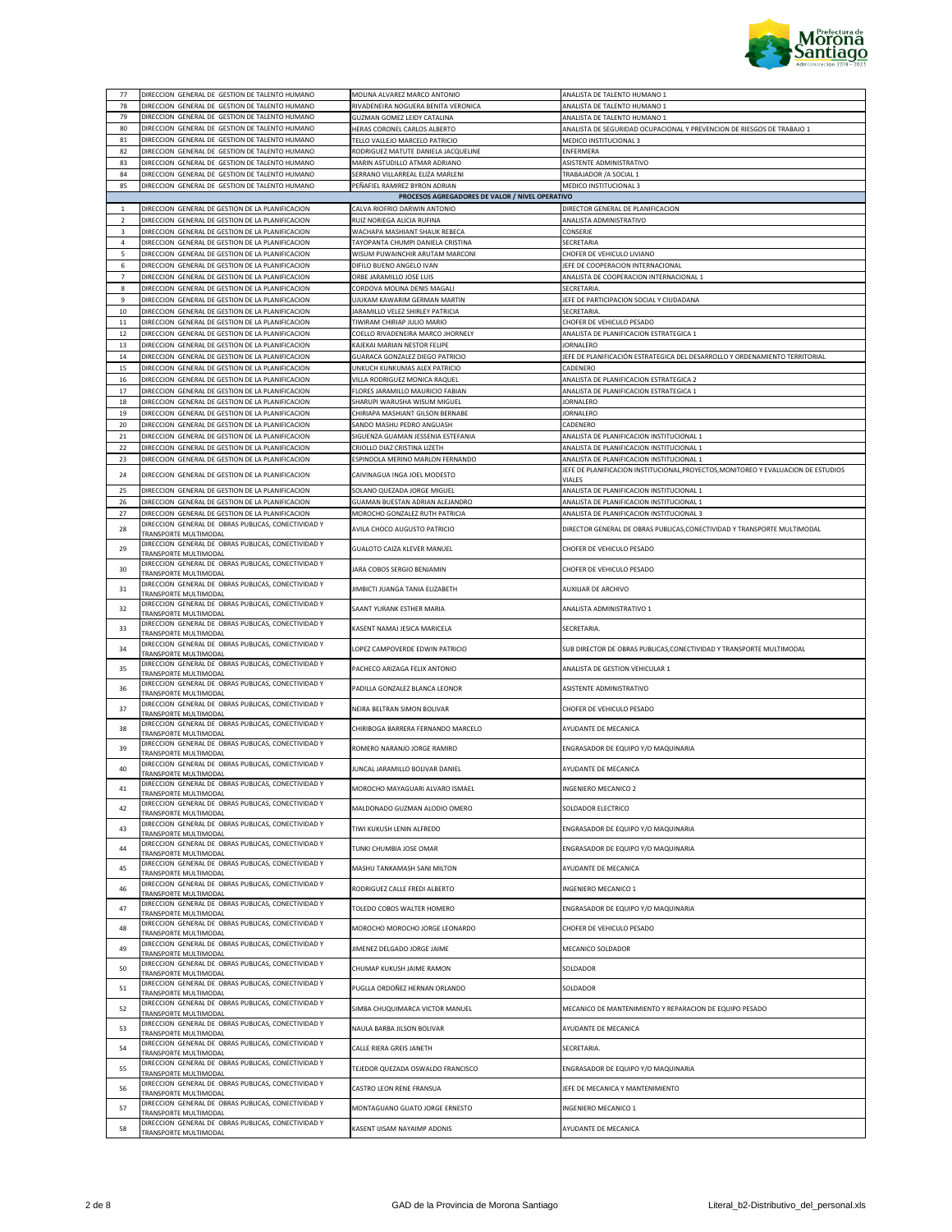| | | | |
|---|---|---|---|
| 77 | DIRECCION GENERAL DE GESTION DE TALENTO HUMANO | MOLINA ALVAREZ MARCO ANTONIO | ANALISTA DE TALENTO HUMANO 1 |
| 78 | DIRECCION GENERAL DE GESTION DE TALENTO HUMANO | RIVADENEIRA NOGUERA BENITA VERONICA | ANALISTA DE TALENTO HUMANO 1 |
| 79 | DIRECCION GENERAL DE GESTION DE TALENTO HUMANO | GUZMAN GOMEZ LEIDY CATALINA | ANALISTA DE TALENTO HUMANO 1 |
| 80 | DIRECCION GENERAL DE GESTION DE TALENTO HUMANO | HERAS CORONEL CARLOS ALBERTO | ANALISTA DE SEGURIDAD OCUPACIONAL Y PREVENCION DE RIESGOS DE TRABAJO 1 |
| 81 | DIRECCION GENERAL DE GESTION DE TALENTO HUMANO | TELLO VALLEJO MARCELO PATRICIO | MEDICO INSTITUCIONAL 3 |
| 82 | DIRECCION GENERAL DE GESTION DE TALENTO HUMANO | RODRIGUEZ MATUTE DANIELA JACQUELINE | ENFERMERA |
| 83 | DIRECCION GENERAL DE GESTION DE TALENTO HUMANO | MARIN ASTUDILLO ATMAR ADRIANO | ASISTENTE ADMINISTRATIVO |
| 84 | DIRECCION GENERAL DE GESTION DE TALENTO HUMANO | SERRANO VILLARREAL ELIZA MARLENI | TRABAJADOR /A SOCIAL 1 |
| 85 | DIRECCION GENERAL DE GESTION DE TALENTO HUMANO | PEÑAFIEL RAMIREZ BYRON ADRIAN | MEDICO INSTITUCIONAL 3 |
| | | **PROCESOS AGREGADORES DE VALOR / NIVEL OPERATIVO** | |
| 1 | DIRECCION GENERAL DE GESTION DE LA PLANIFICACION | CALVA RIOFRIO DARWIN ANTONIO | DIRECTOR GENERAL DE PLANIFICACION |
| 2 | DIRECCION GENERAL DE GESTION DE LA PLANIFICACION | RUIZ NORIEGA ALICIA RUFINA | ANALISTA ADMINISTRATIVO |
| 3 | DIRECCION GENERAL DE GESTION DE LA PLANIFICACION | WACHAPA MASHIANT SHAUK REBECA | CONSERJE |
| 4 | DIRECCION GENERAL DE GESTION DE LA PLANIFICACION | TAYOPANTA CHUMPI DANIELA CRISTINA | SECRETARIA |
| 5 | DIRECCION GENERAL DE GESTION DE LA PLANIFICACION | WISUM PUWAINCHIR ARUTAM MARCONI | CHOFER DE VEHICULO LIVIANO |
| 6 | DIRECCION GENERAL DE GESTION DE LA PLANIFICACION | DIFILO BUENO ANGELO IVAN | JEFE DE COOPERACION INTERNACIONAL |
| 7 | DIRECCION GENERAL DE GESTION DE LA PLANIFICACION | ORBE JARAMILLO JOSE LUIS | ANALISTA DE COOPERACION INTERNACIONAL 1 |
| 8 | DIRECCION GENERAL DE GESTION DE LA PLANIFICACION | CORDOVA MOLINA DENIS MAGALI | SECRETARIA. |
| 9 | DIRECCION GENERAL DE GESTION DE LA PLANIFICACION | UJUKAM KAWARIM GERMAN MARTIN | JEFE DE PARTICIPACION SOCIAL Y CIUDADANA |
| 10 | DIRECCION GENERAL DE GESTION DE LA PLANIFICACION | JARAMILLO VELEZ SHIRLEY PATRICIA | SECRETARIA. |
| 11 | DIRECCION GENERAL DE GESTION DE LA PLANIFICACION | TIWIRAM CHIRIAP JULIO MARIO | CHOFER DE VEHICULO PESADO |
| 12 | DIRECCION GENERAL DE GESTION DE LA PLANIFICACION | COELLO RIVADENEIRA MARCO JHORNELY | ANALISTA DE PLANIFICACION ESTRATEGICA 1 |
| 13 | DIRECCION GENERAL DE GESTION DE LA PLANIFICACION | KAJEKAI MARIAN NESTOR FELIPE | JORNALERO |
| 14 | DIRECCION GENERAL DE GESTION DE LA PLANIFICACION | GUARACA GONZALEZ DIEGO PATRICIO | JEFE DE PLANIFICACIÓN ESTRATEGICA DEL DESARROLLO Y ORDENAMIENTO TERRITORIAL |
| 15 | DIRECCION GENERAL DE GESTION DE LA PLANIFICACION | UNKUCH KUNKUMAS ALEX PATRICIO | CADENERO |
| 16 | DIRECCION GENERAL DE GESTION DE LA PLANIFICACION | VILLA RODRIGUEZ MONICA RAQUEL | ANALISTA DE PLANIFICACION ESTRATEGICA 2 |
| 17 | DIRECCION GENERAL DE GESTION DE LA PLANIFICACION | FLORES JARAMILLO MAURICIO FABIAN | ANALISTA DE PLANIFICACION ESTRATEGICA 1 |
| 18 | DIRECCION GENERAL DE GESTION DE LA PLANIFICACION | SHARUPI WARUSHA WISUM MIGUEL | JORNALERO |
| 19 | DIRECCION GENERAL DE GESTION DE LA PLANIFICACION | CHIRIAPA MASHIANT GILSON BERNABE | JORNALERO |
| 20 | DIRECCION GENERAL DE GESTION DE LA PLANIFICACION | SANDO MASHU PEDRO ANGUASH | CADENERO |
| 21 | DIRECCION GENERAL DE GESTION DE LA PLANIFICACION | SIGUENZA GUAMAN JESSENIA ESTEFANIA | ANALISTA DE PLANIFICACION INSTITUCIONAL 1 |
| 22 | DIRECCION GENERAL DE GESTION DE LA PLANIFICACION | CRIOLLO DIAZ CRISTINA LIZETH | ANALISTA DE PLANIFICACION INSTITUCIONAL 1 |
| 23 | DIRECCION GENERAL DE GESTION DE LA PLANIFICACION | ESPINDOLA MERINO MARLON FERNANDO | ANALISTA DE PLANIFICACION INSTITUCIONAL 1 |
| 24 | DIRECCION GENERAL DE GESTION DE LA PLANIFICACION | CAIVINAGUA INGA JOEL MODESTO | JEFE DE PLANIFICACION INSTITUCIONAL,PROYECTOS,MONITOREO Y EVALUACION DE ESTUDIOS VIALES |
| 25 | DIRECCION GENERAL DE GESTION DE LA PLANIFICACION | SOLANO QUEZADA JORGE MIGUEL | ANALISTA DE PLANIFICACION INSTITUCIONAL 1 |
| 26 | DIRECCION GENERAL DE GESTION DE LA PLANIFICACION | GUAMAN BUESTAN ADRIAN ALEJANDRO | ANALISTA DE PLANIFICACION INSTITUCIONAL 1 |
| 27 | DIRECCION GENERAL DE GESTION DE LA PLANIFICACION | MOROCHO GONZALEZ RUTH PATRICIA | ANALISTA DE PLANIFICACION INSTITUCIONAL 3 |
| 28 | DIRECCION GENERAL DE OBRAS PUBLICAS, CONECTIVIDAD Y TRANSPORTE MULTIMODAL | AVILA CHOCO AUGUSTO PATRICIO | DIRECTOR GENERAL DE OBRAS PUBLICAS,CONECTIVIDAD Y TRANSPORTE MULTIMODAL |
| 29 | DIRECCION GENERAL DE OBRAS PUBLICAS, CONECTIVIDAD Y TRANSPORTE MULTIMODAL | GUALOTO CAIZA KLEVER MANUEL | CHOFER DE VEHICULO PESADO |
| 30 | DIRECCION GENERAL DE OBRAS PUBLICAS, CONECTIVIDAD Y TRANSPORTE MULTIMODAL | JARA COBOS SERGIO BENJAMIN | CHOFER DE VEHICULO PESADO |
| 31 | DIRECCION GENERAL DE OBRAS PUBLICAS, CONECTIVIDAD Y TRANSPORTE MULTIMODAL | JIMBICTI JUANGA TANIA ELIZABETH | AUXILIAR DE ARCHIVO |
| 32 | DIRECCION GENERAL DE OBRAS PUBLICAS, CONECTIVIDAD Y TRANSPORTE MULTIMODAL | SAANT YURANK ESTHER MARIA | ANALISTA ADMINISTRATIVO 1 |
| 33 | DIRECCION GENERAL DE OBRAS PUBLICAS, CONECTIVIDAD Y TRANSPORTE MULTIMODAL | KASENT NAMAJ JESICA MARICELA | SECRETARIA. |
| 34 | DIRECCION GENERAL DE OBRAS PUBLICAS, CONECTIVIDAD Y TRANSPORTE MULTIMODAL | LOPEZ CAMPOVERDE EDWIN PATRICIO | SUB DIRECTOR DE OBRAS PUBLICAS,CONECTIVIDAD Y TRANSPORTE MULTIMODAL |
| 35 | DIRECCION GENERAL DE OBRAS PUBLICAS, CONECTIVIDAD Y TRANSPORTE MULTIMODAL | PACHECO ARIZAGA FELIX ANTONIO | ANALISTA DE GESTION VEHICULAR 1 |
| 36 | DIRECCION GENERAL DE OBRAS PUBLICAS, CONECTIVIDAD Y TRANSPORTE MULTIMODAL | PADILLA GONZALEZ BLANCA LEONOR | ASISTENTE ADMINISTRATIVO |
| 37 | DIRECCION GENERAL DE OBRAS PUBLICAS, CONECTIVIDAD Y TRANSPORTE MULTIMODAL | NEIRA BELTRAN SIMON BOLIVAR | CHOFER DE VEHICULO PESADO |
| 38 | DIRECCION GENERAL DE OBRAS PUBLICAS, CONECTIVIDAD Y TRANSPORTE MULTIMODAL | CHIRIBOGA BARRERA FERNANDO MARCELO | AYUDANTE DE MECANICA |
| 39 | DIRECCION GENERAL DE OBRAS PUBLICAS, CONECTIVIDAD Y TRANSPORTE MULTIMODAL | ROMERO NARANJO JORGE RAMIRO | ENGRASADOR DE EQUIPO Y/O MAQUINARIA |
| 40 | DIRECCION GENERAL DE OBRAS PUBLICAS, CONECTIVIDAD Y TRANSPORTE MULTIMODAL | JUNCAL JARAMILLO BOLIVAR DANIEL | AYUDANTE DE MECANICA |
| 41 | DIRECCION GENERAL DE OBRAS PUBLICAS, CONECTIVIDAD Y TRANSPORTE MULTIMODAL | MOROCHO MAYAGUARI ALVARO ISMAEL | INGENIERO MECANICO 2 |
| 42 | DIRECCION GENERAL DE OBRAS PUBLICAS, CONECTIVIDAD Y TRANSPORTE MULTIMODAL | MALDONADO GUZMAN ALODIO OMERO | SOLDADOR ELECTRICO |
| 43 | DIRECCION GENERAL DE OBRAS PUBLICAS, CONECTIVIDAD Y TRANSPORTE MULTIMODAL | TIWI KUKUSH LENIN ALFREDO | ENGRASADOR DE EQUIPO Y/O MAQUINARIA |
| 44 | DIRECCION GENERAL DE OBRAS PUBLICAS, CONECTIVIDAD Y TRANSPORTE MULTIMODAL | TUNKI CHUMBIA JOSE OMAR | ENGRASADOR DE EQUIPO Y/O MAQUINARIA |
| 45 | DIRECCION GENERAL DE OBRAS PUBLICAS, CONECTIVIDAD Y TRANSPORTE MULTIMODAL | MASHU TANKAMASH SANI MILTON | AYUDANTE DE MECANICA |
| 46 | DIRECCION GENERAL DE OBRAS PUBLICAS, CONECTIVIDAD Y TRANSPORTE MULTIMODAL | RODRIGUEZ CALLE FREDI ALBERTO | INGENIERO MECANICO 1 |
| 47 | DIRECCION GENERAL DE OBRAS PUBLICAS, CONECTIVIDAD Y TRANSPORTE MULTIMODAL | TOLEDO COBOS WALTER HOMERO | ENGRASADOR DE EQUIPO Y/O MAQUINARIA |
| 48 | DIRECCION GENERAL DE OBRAS PUBLICAS, CONECTIVIDAD Y TRANSPORTE MULTIMODAL | MOROCHO MOROCHO JORGE LEONARDO | CHOFER DE VEHICULO PESADO |
| 49 | DIRECCION GENERAL DE OBRAS PUBLICAS, CONECTIVIDAD Y TRANSPORTE MULTIMODAL | JIMENEZ DELGADO JORGE JAIME | MECANICO SOLDADOR |
| 50 | DIRECCION GENERAL DE OBRAS PUBLICAS, CONECTIVIDAD Y TRANSPORTE MULTIMODAL | CHUMAP KUKUSH JAIME RAMON | SOLDADOR |
| 51 | DIRECCION GENERAL DE OBRAS PUBLICAS, CONECTIVIDAD Y TRANSPORTE MULTIMODAL | PUGLLA ORDOÑEZ HERNAN ORLANDO | SOLDADOR |
| 52 | DIRECCION GENERAL DE OBRAS PUBLICAS, CONECTIVIDAD Y TRANSPORTE MULTIMODAL | SIMBA CHUQUIMARCA VICTOR MANUEL | MECANICO DE MANTENIMIENTO Y REPARACION DE EQUIPO PESADO |
| 53 | DIRECCION GENERAL DE OBRAS PUBLICAS, CONECTIVIDAD Y TRANSPORTE MULTIMODAL | NAULA BARBA JILSON BOLIVAR | AYUDANTE DE MECANICA |
| 54 | DIRECCION GENERAL DE OBRAS PUBLICAS, CONECTIVIDAD Y TRANSPORTE MULTIMODAL | CALLE RIERA GREIS JANETH | SECRETARIA. |
| 55 | DIRECCION GENERAL DE OBRAS PUBLICAS, CONECTIVIDAD Y TRANSPORTE MULTIMODAL | TEJEDOR QUEZADA OSWALDO FRANCISCO | ENGRASADOR DE EQUIPO Y/O MAQUINARIA |
| 56 | DIRECCION GENERAL DE OBRAS PUBLICAS, CONECTIVIDAD Y TRANSPORTE MULTIMODAL | CASTRO LEON RENE FRANSUA | JEFE DE MECANICA Y MANTENIMIENTO |
| 57 | DIRECCION GENERAL DE OBRAS PUBLICAS, CONECTIVIDAD Y TRANSPORTE MULTIMODAL | MONTAGUANO GUATO JORGE ERNESTO | INGENIERO MECANICO 1 |
| 58 | DIRECCION GENERAL DE OBRAS PUBLICAS, CONECTIVIDAD Y TRANSPORTE MULTIMODAL | KASENT IJISAM NAYAIMP ADONIS | AYUDANTE DE MECANICA |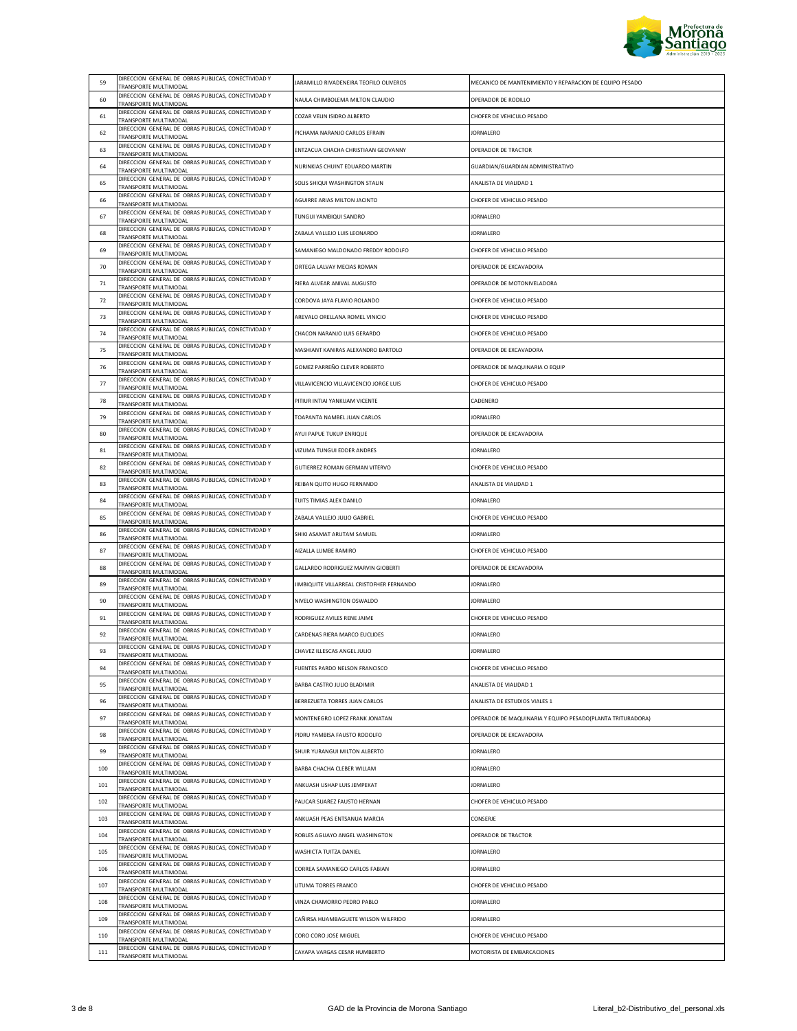| 59 | DIRECCION GENERAL DE OBRAS PUBLICAS, CONECTIVIDAD Y TRANSPORTE MULTIMODAL | JARAMILLO RIVADENEIRA TEOFILO OLIVEROS | MECANICO DE MANTENIMIENTO Y REPARACION DE EQUIPO PESADO |
|---|---|---|---|
| 60 | DIRECCION GENERAL DE OBRAS PUBLICAS, CONECTIVIDAD Y TRANSPORTE MULTIMODAL | NAULA CHIMBOLEMA MILTON CLAUDIO | OPERADOR DE RODILLO |
| 61 | DIRECCION GENERAL DE OBRAS PUBLICAS, CONECTIVIDAD Y TRANSPORTE MULTIMODAL | COZAR VELIN ISIDRO ALBERTO | CHOFER DE VEHICULO PESADO |
| 62 | DIRECCION GENERAL DE OBRAS PUBLICAS, CONECTIVIDAD Y TRANSPORTE MULTIMODAL | PICHAMA NARANJO CARLOS EFRAIN | JORNALERO |
| 63 | DIRECCION GENERAL DE OBRAS PUBLICAS, CONECTIVIDAD Y TRANSPORTE MULTIMODAL | ENTZACUA CHACHA CHRISTIAAN GEOVANNY | OPERADOR DE TRACTOR |
| 64 | DIRECCION GENERAL DE OBRAS PUBLICAS, CONECTIVIDAD Y TRANSPORTE MULTIMODAL | NURINKIAS CHUINT EDUARDO MARTIN | GUARDIAN/GUARDIAN ADMINISTRATIVO |
| 65 | DIRECCION GENERAL DE OBRAS PUBLICAS, CONECTIVIDAD Y TRANSPORTE MULTIMODAL | SOLIS SHIQUI WASHINGTON STALIN | ANALISTA DE VIALIDAD 1 |
| 66 | DIRECCION GENERAL DE OBRAS PUBLICAS, CONECTIVIDAD Y TRANSPORTE MULTIMODAL | AGUIRRE ARIAS MILTON JACINTO | CHOFER DE VEHICULO PESADO |
| 67 | DIRECCION GENERAL DE OBRAS PUBLICAS, CONECTIVIDAD Y TRANSPORTE MULTIMODAL | TUNGUI YAMBIQUI SANDRO | JORNALERO |
| 68 | DIRECCION GENERAL DE OBRAS PUBLICAS, CONECTIVIDAD Y TRANSPORTE MULTIMODAL | ZABALA VALLEJO LUIS LEONARDO | JORNALERO |
| 69 | DIRECCION GENERAL DE OBRAS PUBLICAS, CONECTIVIDAD Y TRANSPORTE MULTIMODAL | SAMANIEGO MALDONADO FREDDY RODOLFO | CHOFER DE VEHICULO PESADO |
| 70 | DIRECCION GENERAL DE OBRAS PUBLICAS, CONECTIVIDAD Y TRANSPORTE MULTIMODAL | ORTEGA LALVAY MECIAS ROMAN | OPERADOR DE EXCAVADORA |
| 71 | DIRECCION GENERAL DE OBRAS PUBLICAS, CONECTIVIDAD Y TRANSPORTE MULTIMODAL | RIERA ALVEAR ANIVAL AUGUSTO | OPERADOR DE MOTONIVELADORA |
| 72 | DIRECCION GENERAL DE OBRAS PUBLICAS, CONECTIVIDAD Y TRANSPORTE MULTIMODAL | CORDOVA JAYA FLAVIO ROLANDO | CHOFER DE VEHICULO PESADO |
| 73 | DIRECCION GENERAL DE OBRAS PUBLICAS, CONECTIVIDAD Y TRANSPORTE MULTIMODAL | AREVALO ORELLANA ROMEL VINICIO | CHOFER DE VEHICULO PESADO |
| 74 | DIRECCION GENERAL DE OBRAS PUBLICAS, CONECTIVIDAD Y TRANSPORTE MULTIMODAL | CHACON NARANJO LUIS GERARDO | CHOFER DE VEHICULO PESADO |
| 75 | DIRECCION GENERAL DE OBRAS PUBLICAS, CONECTIVIDAD Y TRANSPORTE MULTIMODAL | MASHIANT KANIRAS ALEXANDRO BARTOLO | OPERADOR DE EXCAVADORA |
| 76 | DIRECCION GENERAL DE OBRAS PUBLICAS, CONECTIVIDAD Y TRANSPORTE MULTIMODAL | GOMEZ PARREÑO CLEVER ROBERTO | OPERADOR DE MAQUINARIA O EQUIP |
| 77 | DIRECCION GENERAL DE OBRAS PUBLICAS, CONECTIVIDAD Y TRANSPORTE MULTIMODAL | VILLAVICENCIO VILLAVICENCIO JORGE LUIS | CHOFER DE VEHICULO PESADO |
| 78 | DIRECCION GENERAL DE OBRAS PUBLICAS, CONECTIVIDAD Y TRANSPORTE MULTIMODAL | PITIUR INTIAI YANKUAM VICENTE | CADENERO |
| 79 | DIRECCION GENERAL DE OBRAS PUBLICAS, CONECTIVIDAD Y TRANSPORTE MULTIMODAL | TOAPANTA NAMBEL JUAN CARLOS | JORNALERO |
| 80 | DIRECCION GENERAL DE OBRAS PUBLICAS, CONECTIVIDAD Y TRANSPORTE MULTIMODAL | AYUI PAPUE TUKUP ENRIQUE | OPERADOR DE EXCAVADORA |
| 81 | DIRECCION GENERAL DE OBRAS PUBLICAS, CONECTIVIDAD Y TRANSPORTE MULTIMODAL | VIZUMA TUNGUI EDDER ANDRES | JORNALERO |
| 82 | DIRECCION GENERAL DE OBRAS PUBLICAS, CONECTIVIDAD Y TRANSPORTE MULTIMODAL | GUTIERREZ ROMAN GERMAN VITERVO | CHOFER DE VEHICULO PESADO |
| 83 | DIRECCION GENERAL DE OBRAS PUBLICAS, CONECTIVIDAD Y TRANSPORTE MULTIMODAL | REIBAN QUITO HUGO FERNANDO | ANALISTA DE VIALIDAD 1 |
| 84 | DIRECCION GENERAL DE OBRAS PUBLICAS, CONECTIVIDAD Y TRANSPORTE MULTIMODAL | TUITS TIMIAS ALEX DANILO | JORNALERO |
| 85 | DIRECCION GENERAL DE OBRAS PUBLICAS, CONECTIVIDAD Y TRANSPORTE MULTIMODAL | ZABALA VALLEJO JULIO GABRIEL | CHOFER DE VEHICULO PESADO |
| 86 | DIRECCION GENERAL DE OBRAS PUBLICAS, CONECTIVIDAD Y TRANSPORTE MULTIMODAL | SHIKI ASAMAT ARUTAM SAMUEL | JORNALERO |
| 87 | DIRECCION GENERAL DE OBRAS PUBLICAS, CONECTIVIDAD Y TRANSPORTE MULTIMODAL | AIZALLA LUMBE RAMIRO | CHOFER DE VEHICULO PESADO |
| 88 | DIRECCION GENERAL DE OBRAS PUBLICAS, CONECTIVIDAD Y TRANSPORTE MULTIMODAL | GALLARDO RODRIGUEZ MARVIN GIOBERTI | OPERADOR DE EXCAVADORA |
| 89 | DIRECCION GENERAL DE OBRAS PUBLICAS, CONECTIVIDAD Y TRANSPORTE MULTIMODAL | JIMBIQUITE VILLARREAL CRISTOFHER FERNANDO | JORNALERO |
| 90 | DIRECCION GENERAL DE OBRAS PUBLICAS, CONECTIVIDAD Y TRANSPORTE MULTIMODAL | NIVELO WASHINGTON OSWALDO | JORNALERO |
| 91 | DIRECCION GENERAL DE OBRAS PUBLICAS, CONECTIVIDAD Y TRANSPORTE MULTIMODAL | RODRIGUEZ AVILES RENE JAIME | CHOFER DE VEHICULO PESADO |
| 92 | DIRECCION GENERAL DE OBRAS PUBLICAS, CONECTIVIDAD Y TRANSPORTE MULTIMODAL | CARDENAS RIERA MARCO EUCLIDES | JORNALERO |
| 93 | DIRECCION GENERAL DE OBRAS PUBLICAS, CONECTIVIDAD Y TRANSPORTE MULTIMODAL | CHAVEZ ILLESCAS ANGEL JULIO | JORNALERO |
| 94 | DIRECCION GENERAL DE OBRAS PUBLICAS, CONECTIVIDAD Y TRANSPORTE MULTIMODAL | FUENTES PARDO NELSON FRANCISCO | CHOFER DE VEHICULO PESADO |
| 95 | DIRECCION GENERAL DE OBRAS PUBLICAS, CONECTIVIDAD Y TRANSPORTE MULTIMODAL | BARBA CASTRO JULIO BLADIMIR | ANALISTA DE VIALIDAD 1 |
| 96 | DIRECCION GENERAL DE OBRAS PUBLICAS, CONECTIVIDAD Y TRANSPORTE MULTIMODAL | BERREZUETA TORRES JUAN CARLOS | ANALISTA DE ESTUDIOS VIALES 1 |
| 97 | DIRECCION GENERAL DE OBRAS PUBLICAS, CONECTIVIDAD Y TRANSPORTE MULTIMODAL | MONTENEGRO LOPEZ FRANK JONATAN | OPERADOR DE MAQUINARIA Y EQUIPO PESADO(PLANTA TRITURADORA) |
| 98 | DIRECCION GENERAL DE OBRAS PUBLICAS, CONECTIVIDAD Y TRANSPORTE MULTIMODAL | PIDRU YAMBISA FAUSTO RODOLFO | OPERADOR DE EXCAVADORA |
| 99 | DIRECCION GENERAL DE OBRAS PUBLICAS, CONECTIVIDAD Y TRANSPORTE MULTIMODAL | SHUIR YURANGUI MILTON ALBERTO | JORNALERO |
| 100 | DIRECCION GENERAL DE OBRAS PUBLICAS, CONECTIVIDAD Y TRANSPORTE MULTIMODAL | BARBA CHACHA CLEBER WILLAM | JORNALERO |
| 101 | DIRECCION GENERAL DE OBRAS PUBLICAS, CONECTIVIDAD Y TRANSPORTE MULTIMODAL | ANKUASH USHAP LUIS JEMPEKAT | JORNALERO |
| 102 | DIRECCION GENERAL DE OBRAS PUBLICAS, CONECTIVIDAD Y TRANSPORTE MULTIMODAL | PAUCAR SUAREZ FAUSTO HERNAN | CHOFER DE VEHICULO PESADO |
| 103 | DIRECCION GENERAL DE OBRAS PUBLICAS, CONECTIVIDAD Y TRANSPORTE MULTIMODAL | ANKUASH PEAS ENTSANUA MARCIA | CONSERJE |
| 104 | DIRECCION GENERAL DE OBRAS PUBLICAS, CONECTIVIDAD Y TRANSPORTE MULTIMODAL | ROBLES AGUAYO ANGEL WASHINGTON | OPERADOR DE TRACTOR |
| 105 | DIRECCION GENERAL DE OBRAS PUBLICAS, CONECTIVIDAD Y TRANSPORTE MULTIMODAL | WASHICTA TUITZA DANIEL | JORNALERO |
| 106 | DIRECCION GENERAL DE OBRAS PUBLICAS, CONECTIVIDAD Y TRANSPORTE MULTIMODAL | CORREA SAMANIEGO CARLOS FABIAN | JORNALERO |
| 107 | DIRECCION GENERAL DE OBRAS PUBLICAS, CONECTIVIDAD Y TRANSPORTE MULTIMODAL | LITUMA TORRES FRANCO | CHOFER DE VEHICULO PESADO |
| 108 | DIRECCION GENERAL DE OBRAS PUBLICAS, CONECTIVIDAD Y TRANSPORTE MULTIMODAL | VINZA CHAMORRO PEDRO PABLO | JORNALERO |
| 109 | DIRECCION GENERAL DE OBRAS PUBLICAS, CONECTIVIDAD Y TRANSPORTE MULTIMODAL | CAÑIRSA HUAMBAGUETE WILSON WILFRIDO | JORNALERO |
| 110 | DIRECCION GENERAL DE OBRAS PUBLICAS, CONECTIVIDAD Y TRANSPORTE MULTIMODAL | CORO CORO JOSE MIGUEL | CHOFER DE VEHICULO PESADO |
| 111 | DIRECCION GENERAL DE OBRAS PUBLICAS, CONECTIVIDAD Y TRANSPORTE MULTIMODAL | CAYAPA VARGAS CESAR HUMBERTO | MOTORISTA DE EMBARCACIONES |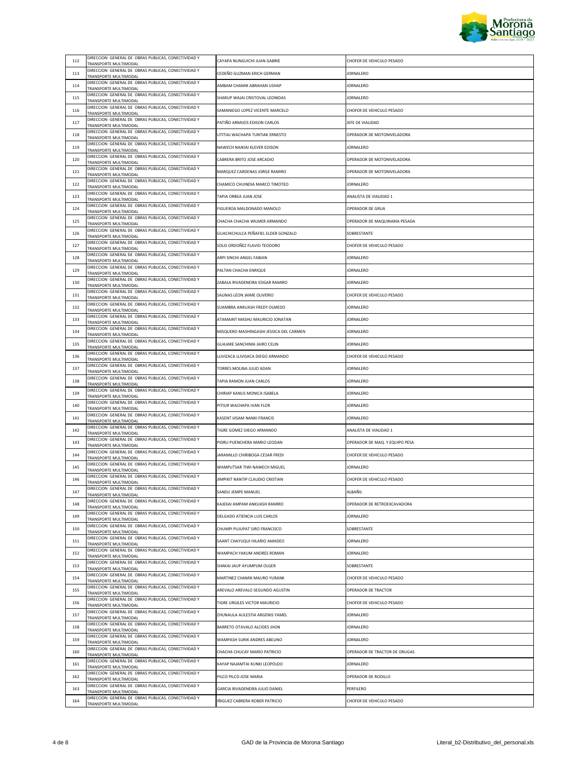| 112 | DIRECCION GENERAL DE OBRAS PUBLICAS, CONECTIVIDAD Y TRANSPORTE MULTIMODAL | CAYAPA NUNGUICHI JUAN GABRIE | CHOFER DE VEHICULO PESADO |
|---|---|---|---|
| 113 | DIRECCION GENERAL DE OBRAS PUBLICAS, CONECTIVIDAD Y TRANSPORTE MULTIMODAL | CEDEÑO GUZMAN ERICH GERMAN | JORNALERO |
| 114 | DIRECCION GENERAL DE OBRAS PUBLICAS, CONECTIVIDAD Y TRANSPORTE MULTIMODAL | AMBAM CHAMIK ABRAHAN USHAP | JORNALERO |
| 115 | DIRECCION GENERAL DE OBRAS PUBLICAS, CONECTIVIDAD Y TRANSPORTE MULTIMODAL | SHARUP WAJAI CRISTOVAL LEONIDAS | JORNALERO |
| 116 | DIRECCION GENERAL DE OBRAS PUBLICAS, CONECTIVIDAD Y TRANSPORTE MULTIMODAL | SAMANIEGO LOPEZ VICENTE MARCELO | CHOFER DE VEHICULO PESADO |
| 117 | DIRECCION GENERAL DE OBRAS PUBLICAS, CONECTIVIDAD Y TRANSPORTE MULTIMODAL | PATIÑO ARMIJOS EDISON CARLOS | JEFE DE VIALIDAD |
| 118 | DIRECCION GENERAL DE OBRAS PUBLICAS, CONECTIVIDAD Y TRANSPORTE MULTIMODAL | UTITIAJ WACHAPA TUNTIAK ERNESTO | OPERADOR DE MOTONIVELADORA |
| 119 | DIRECCION GENERAL DE OBRAS PUBLICAS, CONECTIVIDAD Y TRANSPORTE MULTIMODAL | NAWECH NAIKIAI KLEVER EDISON | JORNALERO |
| 120 | DIRECCION GENERAL DE OBRAS PUBLICAS, CONECTIVIDAD Y TRANSPORTE MULTIMODAL | CABRERA BRITO JOSE ARCADIO | OPERADOR DE MOTONIVELADORA |
| 121 | DIRECCION GENERAL DE OBRAS PUBLICAS, CONECTIVIDAD Y TRANSPORTE MULTIMODAL | MARQUEZ CARDENAS JORGE RAMIRO | OPERADOR DE MOTONIVELADORA |
| 122 | DIRECCION GENERAL DE OBRAS PUBLICAS, CONECTIVIDAD Y TRANSPORTE MULTIMODAL | CHAMICO CHUINDIA MARCO TIMOTEO | JORNALERO |
| 123 | DIRECCION GENERAL DE OBRAS PUBLICAS, CONECTIVIDAD Y TRANSPORTE MULTIMODAL | TAPIA ORBEA JUAN JOSE | ANALISTA DE VIALIDAD 1 |
| 124 | DIRECCION GENERAL DE OBRAS PUBLICAS, CONECTIVIDAD Y TRANSPORTE MULTIMODAL | FIGUEROA MALDONADO MANOLO | OPERADOR DE GRUA |
| 125 | DIRECCION GENERAL DE OBRAS PUBLICAS, CONECTIVIDAD Y TRANSPORTE MULTIMODAL | CHACHA CHACHA WILMER ARMANDO | OPERADOR DE MAQUINARIA PESADA |
| 126 | DIRECCION GENERAL DE OBRAS PUBLICAS, CONECTIVIDAD Y TRANSPORTE MULTIMODAL | GUACHICHULCA PEÑAFIEL ELDER GONZALO | SOBRESTANTE |
| 127 | DIRECCION GENERAL DE OBRAS PUBLICAS, CONECTIVIDAD Y TRANSPORTE MULTIMODAL | SOLIS ORDOÑEZ FLAVIO TEODORO | CHOFER DE VEHICULO PESADO |
| 128 | DIRECCION GENERAL DE OBRAS PUBLICAS, CONECTIVIDAD Y TRANSPORTE MULTIMODAL | ARPI SINCHI ANGEL FABIAN | JORNALERO |
| 129 | DIRECCION GENERAL DE OBRAS PUBLICAS, CONECTIVIDAD Y TRANSPORTE MULTIMODAL | PALTAN CHACHA ENRIQUE | JORNALERO |
| 130 | DIRECCION GENERAL DE OBRAS PUBLICAS, CONECTIVIDAD Y TRANSPORTE MULTIMODAL | ZABALA RIVADENEIRA EDGAR RAMIRO | JORNALERO |
| 131 | DIRECCION GENERAL DE OBRAS PUBLICAS, CONECTIVIDAD Y TRANSPORTE MULTIMODAL | SALINAS LEON JAIME OLIVERIO | CHOFER DE VEHICULO PESADO |
| 132 | DIRECCION GENERAL DE OBRAS PUBLICAS, CONECTIVIDAD Y TRANSPORTE MULTIMODAL | SUAMBRA ANKUASH FREDY OLMEDO | JORNALERO |
| 133 | DIRECCION GENERAL DE OBRAS PUBLICAS, CONECTIVIDAD Y TRANSPORTE MULTIMODAL | ATAMAINT MASHU MAURICIO JONATAN | JORNALERO |
| 134 | DIRECCION GENERAL DE OBRAS PUBLICAS, CONECTIVIDAD Y TRANSPORTE MULTIMODAL | MISQUERO MASHINGASHI JESSICA DEL CARMEN | JORNALERO |
| 135 | DIRECCION GENERAL DE OBRAS PUBLICAS, CONECTIVIDAD Y TRANSPORTE MULTIMODAL | GUAJARE SANCHIMA JAIRO CELIN | JORNALERO |
| 136 | DIRECCION GENERAL DE OBRAS PUBLICAS, CONECTIVIDAD Y TRANSPORTE MULTIMODAL | LLIVIZACA LLIVISACA DIEGO ARMANDO | CHOFER DE VEHICULO PESADO |
| 137 | DIRECCION GENERAL DE OBRAS PUBLICAS, CONECTIVIDAD Y TRANSPORTE MULTIMODAL | TORRES MOLINA JULIO ADAN | JORNALERO |
| 138 | DIRECCION GENERAL DE OBRAS PUBLICAS, CONECTIVIDAD Y TRANSPORTE MULTIMODAL | TAPIA RAMON JUAN CARLOS | JORNALERO |
| 139 | DIRECCION GENERAL DE OBRAS PUBLICAS, CONECTIVIDAD Y TRANSPORTE MULTIMODAL | CHIRIAP KANUS MONICA ISABELA | JORNALERO |
| 140 | DIRECCION GENERAL DE OBRAS PUBLICAS, CONECTIVIDAD Y TRANSPORTE MULTIMODAL | PITIUR WACHAPA IVAN FLOR | JORNALERO |
| 141 | DIRECCION GENERAL DE OBRAS PUBLICAS, CONECTIVIDAD Y TRANSPORTE MULTIMODAL | KASENT UISAM NANKI FRANCIS | JORNALERO |
| 142 | DIRECCION GENERAL DE OBRAS PUBLICAS, CONECTIVIDAD Y TRANSPORTE MULTIMODAL | TIGRE GOMEZ DIEGO ARMANDO | ANALISTA DE VIALIDAD 1 |
| 143 | DIRECCION GENERAL DE OBRAS PUBLICAS, CONECTIVIDAD Y TRANSPORTE MULTIMODAL | PIDRU PUENCHERA MARIO LEODAN | OPERADOR DE MAQ. Y EQUIPO PESA |
| 144 | DIRECCION GENERAL DE OBRAS PUBLICAS, CONECTIVIDAD Y TRANSPORTE MULTIMODAL | JARAMILLO CHIRIBOGA CESAR FREDI | CHOFER DE VEHICULO PESADO |
| 145 | DIRECCION GENERAL DE OBRAS PUBLICAS, CONECTIVIDAD Y TRANSPORTE MULTIMODAL | WAMPUTSAR TIWI NAWECH MIGUEL | JORNALERO |
| 146 | DIRECCION GENERAL DE OBRAS PUBLICAS, CONECTIVIDAD Y TRANSPORTE MULTIMODAL | JIMPIKIT NANTIP CLAUDIO CRISTIAN | CHOFER DE VEHICULO PESADO |
| 147 | DIRECCION GENERAL DE OBRAS PUBLICAS, CONECTIVIDAD Y TRANSPORTE MULTIMODAL | SANDU JEMPE MANUEL | ALBAÑIL |
| 148 | DIRECCION GENERAL DE OBRAS PUBLICAS, CONECTIVIDAD Y TRANSPORTE MULTIMODAL | KAJEKAI AMPAM ANKUASH RAMIRO | OPERADOR DE RETROEXCAVADORA |
| 149 | DIRECCION GENERAL DE OBRAS PUBLICAS, CONECTIVIDAD Y TRANSPORTE MULTIMODAL | DELGADO ATIENCIA LUIS CARLOS | JORNALERO |
| 150 | DIRECCION GENERAL DE OBRAS PUBLICAS, CONECTIVIDAD Y TRANSPORTE MULTIMODAL | CHUMPI PUJUPAT SIRO FRANCISCO | SOBRESTANTE |
| 151 | DIRECCION GENERAL DE OBRAS PUBLICAS, CONECTIVIDAD Y TRANSPORTE MULTIMODAL | SAANT CHAYUQUI HILARIO AMADEO | JORNALERO |
| 152 | DIRECCION GENERAL DE OBRAS PUBLICAS, CONECTIVIDAD Y TRANSPORTE MULTIMODAL | WAMPACH YAKUM ANDRES ROMAN | JORNALERO |
| 153 | DIRECCION GENERAL DE OBRAS PUBLICAS, CONECTIVIDAD Y TRANSPORTE MULTIMODAL | SHAKAI JAUP AYUMPUM OLGER | SOBRESTANTE |
| 154 | DIRECCION GENERAL DE OBRAS PUBLICAS, CONECTIVIDAD Y TRANSPORTE MULTIMODAL | MARTINEZ CHAMIK MAURO YURANK | CHOFER DE VEHICULO PESADO |
| 155 | DIRECCION GENERAL DE OBRAS PUBLICAS, CONECTIVIDAD Y TRANSPORTE MULTIMODAL | AREVALO AREVALO SEGUNDO AGUSTIN | OPERADOR DE TRACTOR |
| 156 | DIRECCION GENERAL DE OBRAS PUBLICAS, CONECTIVIDAD Y TRANSPORTE MULTIMODAL | TIGRE URGILES VICTOR MAURICIO | CHOFER DE VEHICULO PESADO |
| 157 | DIRECCION GENERAL DE OBRAS PUBLICAS, CONECTIVIDAD Y TRANSPORTE MULTIMODAL | ZHUNAULA AULESTIA ARGENIS YAMEL | JORNALERO |
| 158 | DIRECCION GENERAL DE OBRAS PUBLICAS, CONECTIVIDAD Y TRANSPORTE MULTIMODAL | BARRETO OTAVALO ALCIDES JHON | JORNALERO |
| 159 | DIRECCION GENERAL DE OBRAS PUBLICAS, CONECTIVIDAD Y TRANSPORTE MULTIMODAL | WAMPASH SURIK ANDRES ABELINO | JORNALERO |
| 160 | DIRECCION GENERAL DE OBRAS PUBLICAS, CONECTIVIDAD Y TRANSPORTE MULTIMODAL | CHACHA CHUCAY MARIO PATRICIO | OPERADOR DE TRACTOR DE ORUGAS |
| 161 | DIRECCION GENERAL DE OBRAS PUBLICAS, CONECTIVIDAD Y TRANSPORTE MULTIMODAL | KAYAP NAJAMTAI KUNKI LEOPOLDO | JORNALERO |
| 162 | DIRECCION GENERAL DE OBRAS PUBLICAS, CONECTIVIDAD Y TRANSPORTE MULTIMODAL | PILCO PILCO JOSE MARIA | OPERADOR DE RODILLO |
| 163 | DIRECCION GENERAL DE OBRAS PUBLICAS, CONECTIVIDAD Y TRANSPORTE MULTIMODAL | GARCIA RIVADENEIRA JULIO DANIEL | PERFILERO |
| 164 | DIRECCION GENERAL DE OBRAS PUBLICAS, CONECTIVIDAD Y TRANSPORTE MULTIMODAL | IÑIGUEZ CABRERA ROBER PATRICIO | CHOFER DE VEHICULO PESADO |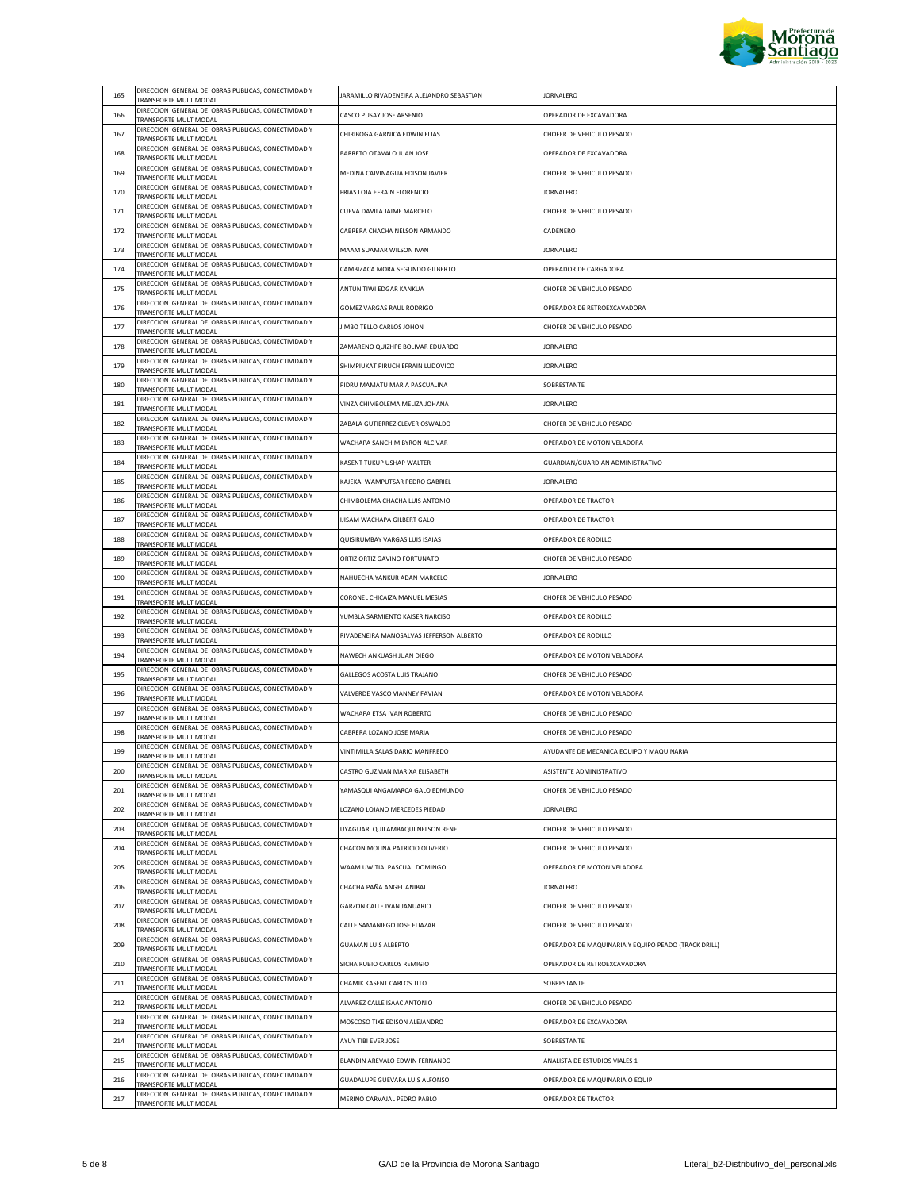| 165 | DIRECCION GENERAL DE OBRAS PUBLICAS, CONECTIVIDAD Y TRANSPORTE MULTIMODAL | JARAMILLO RIVADENEIRA ALEJANDRO SEBASTIAN | JORNALERO |
|---|---|---|---|
| 166 | DIRECCION GENERAL DE OBRAS PUBLICAS, CONECTIVIDAD Y TRANSPORTE MULTIMODAL | CASCO PUSAY JOSE ARSENIO | OPERADOR DE EXCAVADORA |
| 167 | DIRECCION GENERAL DE OBRAS PUBLICAS, CONECTIVIDAD Y TRANSPORTE MULTIMODAL | CHIRIBOGA GARNICA EDWIN ELIAS | CHOFER DE VEHICULO PESADO |
| 168 | DIRECCION GENERAL DE OBRAS PUBLICAS, CONECTIVIDAD Y TRANSPORTE MULTIMODAL | BARRETO OTAVALO JUAN JOSE | OPERADOR DE EXCAVADORA |
| 169 | DIRECCION GENERAL DE OBRAS PUBLICAS, CONECTIVIDAD Y TRANSPORTE MULTIMODAL | MEDINA CAIVINAGUA EDISON JAVIER | CHOFER DE VEHICULO PESADO |
| 170 | DIRECCION GENERAL DE OBRAS PUBLICAS, CONECTIVIDAD Y TRANSPORTE MULTIMODAL | FRIAS LOJA EFRAIN FLORENCIO | JORNALERO |
| 171 | DIRECCION GENERAL DE OBRAS PUBLICAS, CONECTIVIDAD Y TRANSPORTE MULTIMODAL | CUEVA DAVILA JAIME MARCELO | CHOFER DE VEHICULO PESADO |
| 172 | DIRECCION GENERAL DE OBRAS PUBLICAS, CONECTIVIDAD Y TRANSPORTE MULTIMODAL | CABRERA CHACHA NELSON ARMANDO | CADENERO |
| 173 | DIRECCION GENERAL DE OBRAS PUBLICAS, CONECTIVIDAD Y TRANSPORTE MULTIMODAL | MAAM SUAMAR WILSON IVAN | JORNALERO |
| 174 | DIRECCION GENERAL DE OBRAS PUBLICAS, CONECTIVIDAD Y TRANSPORTE MULTIMODAL | CAMBIZACA MORA SEGUNDO GILBERTO | OPERADOR DE CARGADORA |
| 175 | DIRECCION GENERAL DE OBRAS PUBLICAS, CONECTIVIDAD Y TRANSPORTE MULTIMODAL | ANTUN TIWI EDGAR KANKUA | CHOFER DE VEHICULO PESADO |
| 176 | DIRECCION GENERAL DE OBRAS PUBLICAS, CONECTIVIDAD Y TRANSPORTE MULTIMODAL | GOMEZ VARGAS RAUL RODRIGO | OPERADOR DE RETROEXCAVADORA |
| 177 | DIRECCION GENERAL DE OBRAS PUBLICAS, CONECTIVIDAD Y TRANSPORTE MULTIMODAL | JIMBO TELLO CARLOS JOHON | CHOFER DE VEHICULO PESADO |
| 178 | DIRECCION GENERAL DE OBRAS PUBLICAS, CONECTIVIDAD Y TRANSPORTE MULTIMODAL | ZAMARENO QUIZHPE BOLIVAR EDUARDO | JORNALERO |
| 179 | DIRECCION GENERAL DE OBRAS PUBLICAS, CONECTIVIDAD Y TRANSPORTE MULTIMODAL | SHIMPIUKAT PIRUCH EFRAIN LUDOVICO | JORNALERO |
| 180 | DIRECCION GENERAL DE OBRAS PUBLICAS, CONECTIVIDAD Y TRANSPORTE MULTIMODAL | PIDRU MAMATU MARIA PASCUALINA | SOBRESTANTE |
| 181 | DIRECCION GENERAL DE OBRAS PUBLICAS, CONECTIVIDAD Y TRANSPORTE MULTIMODAL | VINZA CHIMBOLEMA MELIZA JOHANA | JORNALERO |
| 182 | DIRECCION GENERAL DE OBRAS PUBLICAS, CONECTIVIDAD Y TRANSPORTE MULTIMODAL | ZABALA GUTIERREZ CLEVER OSWALDO | CHOFER DE VEHICULO PESADO |
| 183 | DIRECCION GENERAL DE OBRAS PUBLICAS, CONECTIVIDAD Y TRANSPORTE MULTIMODAL | WACHAPA SANCHIM BYRON ALCIVAR | OPERADOR DE MOTONIVELADORA |
| 184 | DIRECCION GENERAL DE OBRAS PUBLICAS, CONECTIVIDAD Y TRANSPORTE MULTIMODAL | KASENT TUKUP USHAP WALTER | GUARDIAN/GUARDIAN ADMINISTRATIVO |
| 185 | DIRECCION GENERAL DE OBRAS PUBLICAS, CONECTIVIDAD Y TRANSPORTE MULTIMODAL | KAJEKAI WAMPUTSAR PEDRO GABRIEL | JORNALERO |
| 186 | DIRECCION GENERAL DE OBRAS PUBLICAS, CONECTIVIDAD Y TRANSPORTE MULTIMODAL | CHIMBOLEMA CHACHA LUIS ANTONIO | OPERADOR DE TRACTOR |
| 187 | DIRECCION GENERAL DE OBRAS PUBLICAS, CONECTIVIDAD Y TRANSPORTE MULTIMODAL | IJISAM WACHAPA GILBERT GALO | OPERADOR DE TRACTOR |
| 188 | DIRECCION GENERAL DE OBRAS PUBLICAS, CONECTIVIDAD Y TRANSPORTE MULTIMODAL | QUISIRUMBAY VARGAS LUIS ISAIAS | OPERADOR DE RODILLO |
| 189 | DIRECCION GENERAL DE OBRAS PUBLICAS, CONECTIVIDAD Y TRANSPORTE MULTIMODAL | ORTIZ ORTIZ GAVINO FORTUNATO | CHOFER DE VEHICULO PESADO |
| 190 | DIRECCION GENERAL DE OBRAS PUBLICAS, CONECTIVIDAD Y TRANSPORTE MULTIMODAL | NAHUECHA YANKUR ADAN MARCELO | JORNALERO |
| 191 | DIRECCION GENERAL DE OBRAS PUBLICAS, CONECTIVIDAD Y TRANSPORTE MULTIMODAL | CORONEL CHICAIZA MANUEL MESIAS | CHOFER DE VEHICULO PESADO |
| 192 | DIRECCION GENERAL DE OBRAS PUBLICAS, CONECTIVIDAD Y TRANSPORTE MULTIMODAL | YUMBLA SARMIENTO KAISER NARCISO | OPERADOR DE RODILLO |
| 193 | DIRECCION GENERAL DE OBRAS PUBLICAS, CONECTIVIDAD Y TRANSPORTE MULTIMODAL | RIVADENEIRA MANOSALVAS JEFFERSON ALBERTO | OPERADOR DE RODILLO |
| 194 | DIRECCION GENERAL DE OBRAS PUBLICAS, CONECTIVIDAD Y TRANSPORTE MULTIMODAL | NAWECH ANKUASH JUAN DIEGO | OPERADOR DE MOTONIVELADORA |
| 195 | DIRECCION GENERAL DE OBRAS PUBLICAS, CONECTIVIDAD Y TRANSPORTE MULTIMODAL | GALLEGOS ACOSTA LUIS TRAJANO | CHOFER DE VEHICULO PESADO |
| 196 | DIRECCION GENERAL DE OBRAS PUBLICAS, CONECTIVIDAD Y TRANSPORTE MULTIMODAL | VALVERDE VASCO VIANNEY FAVIAN | OPERADOR DE MOTONIVELADORA |
| 197 | DIRECCION GENERAL DE OBRAS PUBLICAS, CONECTIVIDAD Y TRANSPORTE MULTIMODAL | WACHAPA ETSA IVAN ROBERTO | CHOFER DE VEHICULO PESADO |
| 198 | DIRECCION GENERAL DE OBRAS PUBLICAS, CONECTIVIDAD Y TRANSPORTE MULTIMODAL | CABRERA LOZANO JOSE MARIA | CHOFER DE VEHICULO PESADO |
| 199 | DIRECCION GENERAL DE OBRAS PUBLICAS, CONECTIVIDAD Y TRANSPORTE MULTIMODAL | VINTIMILLA SALAS DARIO MANFREDO | AYUDANTE DE MECANICA EQUIPO Y MAQUINARIA |
| 200 | DIRECCION GENERAL DE OBRAS PUBLICAS, CONECTIVIDAD Y TRANSPORTE MULTIMODAL | CASTRO GUZMAN MARIXA ELISABETH | ASISTENTE ADMINISTRATIVO |
| 201 | DIRECCION GENERAL DE OBRAS PUBLICAS, CONECTIVIDAD Y TRANSPORTE MULTIMODAL | YAMASQUI ANGAMARCA GALO EDMUNDO | CHOFER DE VEHICULO PESADO |
| 202 | DIRECCION GENERAL DE OBRAS PUBLICAS, CONECTIVIDAD Y TRANSPORTE MULTIMODAL | LOZANO LOJANO MERCEDES PIEDAD | JORNALERO |
| 203 | DIRECCION GENERAL DE OBRAS PUBLICAS, CONECTIVIDAD Y TRANSPORTE MULTIMODAL | UYAGUARI QUILAMBAQUI NELSON RENE | CHOFER DE VEHICULO PESADO |
| 204 | DIRECCION GENERAL DE OBRAS PUBLICAS, CONECTIVIDAD Y TRANSPORTE MULTIMODAL | CHACON MOLINA PATRICIO OLIVERIO | CHOFER DE VEHICULO PESADO |
| 205 | DIRECCION GENERAL DE OBRAS PUBLICAS, CONECTIVIDAD Y TRANSPORTE MULTIMODAL | WAAM UWITIAI PASCUAL DOMINGO | OPERADOR DE MOTONIVELADORA |
| 206 | DIRECCION GENERAL DE OBRAS PUBLICAS, CONECTIVIDAD Y TRANSPORTE MULTIMODAL | CHACHA PAÑA ANGEL ANIBAL | JORNALERO |
| 207 | DIRECCION GENERAL DE OBRAS PUBLICAS, CONECTIVIDAD Y TRANSPORTE MULTIMODAL | GARZON CALLE IVAN JANUARIO | CHOFER DE VEHICULO PESADO |
| 208 | DIRECCION GENERAL DE OBRAS PUBLICAS, CONECTIVIDAD Y TRANSPORTE MULTIMODAL | CALLE SAMANIEGO JOSE ELIAZAR | CHOFER DE VEHICULO PESADO |
| 209 | DIRECCION GENERAL DE OBRAS PUBLICAS, CONECTIVIDAD Y TRANSPORTE MULTIMODAL | GUAMAN LUIS ALBERTO | OPERADOR DE MAQUINARIA Y EQUIPO PEADO (TRACK DRILL) |
| 210 | DIRECCION GENERAL DE OBRAS PUBLICAS, CONECTIVIDAD Y TRANSPORTE MULTIMODAL | SICHA RUBIO CARLOS REMIGIO | OPERADOR DE RETROEXCAVADORA |
| 211 | DIRECCION GENERAL DE OBRAS PUBLICAS, CONECTIVIDAD Y TRANSPORTE MULTIMODAL | CHAMIK KASENT CARLOS TITO | SOBRESTANTE |
| 212 | DIRECCION GENERAL DE OBRAS PUBLICAS, CONECTIVIDAD Y TRANSPORTE MULTIMODAL | ALVAREZ CALLE ISAAC ANTONIO | CHOFER DE VEHICULO PESADO |
| 213 | DIRECCION GENERAL DE OBRAS PUBLICAS, CONECTIVIDAD Y TRANSPORTE MULTIMODAL | MOSCOSO TIXE EDISON ALEJANDRO | OPERADOR DE EXCAVADORA |
| 214 | DIRECCION GENERAL DE OBRAS PUBLICAS, CONECTIVIDAD Y TRANSPORTE MULTIMODAL | AYUY TIBI EVER JOSE | SOBRESTANTE |
| 215 | DIRECCION GENERAL DE OBRAS PUBLICAS, CONECTIVIDAD Y TRANSPORTE MULTIMODAL | BLANDIN AREVALO EDWIN FERNANDO | ANALISTA DE ESTUDIOS VIALES 1 |
| 216 | DIRECCION GENERAL DE OBRAS PUBLICAS, CONECTIVIDAD Y TRANSPORTE MULTIMODAL | GUADALUPE GUEVARA LUIS ALFONSO | OPERADOR DE MAQUINARIA O EQUIP |
| 217 | DIRECCION GENERAL DE OBRAS PUBLICAS, CONECTIVIDAD Y TRANSPORTE MULTIMODAL | MERINO CARVAJAL PEDRO PABLO | OPERADOR DE TRACTOR |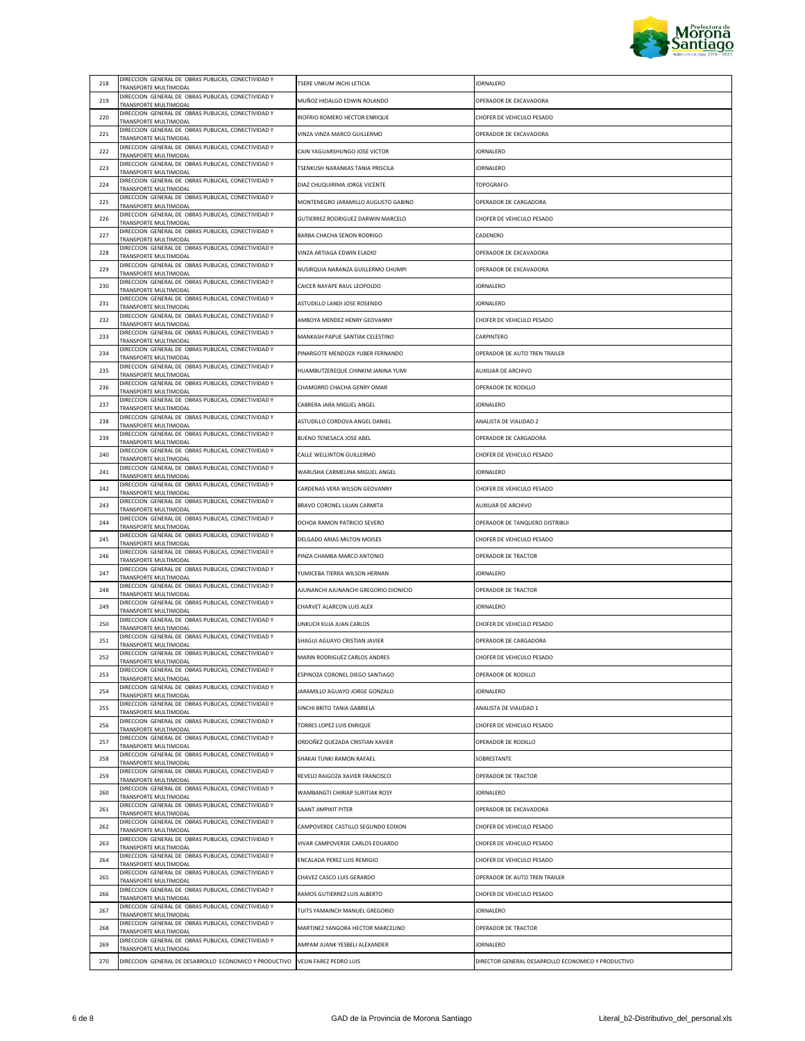| 218 | DIRECCION GENERAL DE OBRAS PUBLICAS, CONECTIVIDAD Y TRANSPORTE MULTIMODAL | TSERE UNKUM INCHI LETICIA | JORNALERO |
|---|---|---|---|
| 219 | DIRECCION GENERAL DE OBRAS PUBLICAS, CONECTIVIDAD Y TRANSPORTE MULTIMODAL | MUÑOZ HIDALGO EDWIN ROLANDO | OPERADOR DE EXCAVADORA |
| 220 | DIRECCION GENERAL DE OBRAS PUBLICAS, CONECTIVIDAD Y TRANSPORTE MULTIMODAL | RIOFRIO ROMERO HECTOR ENRIQUE | CHOFER DE VEHICULO PESADO |
| 221 | DIRECCION GENERAL DE OBRAS PUBLICAS, CONECTIVIDAD Y TRANSPORTE MULTIMODAL | VINZA VINZA MARCO GUILLERMO | OPERADOR DE EXCAVADORA |
| 222 | DIRECCION GENERAL DE OBRAS PUBLICAS, CONECTIVIDAD Y TRANSPORTE MULTIMODAL | CAIN YAGUARSHUNGO JOSE VICTOR | JORNALERO |
| 223 | DIRECCION GENERAL DE OBRAS PUBLICAS, CONECTIVIDAD Y TRANSPORTE MULTIMODAL | TSENKUSH NARANKAS TANIA PRISCILA | JORNALERO |
| 224 | DIRECCION GENERAL DE OBRAS PUBLICAS, CONECTIVIDAD Y TRANSPORTE MULTIMODAL | DIAZ CHUQUIRIMA JORGE VICENTE | TOPOGRAFO- |
| 225 | DIRECCION GENERAL DE OBRAS PUBLICAS, CONECTIVIDAD Y TRANSPORTE MULTIMODAL | MONTENEGRO JARAMILLO AUGUSTO GABINO | OPERADOR DE CARGADORA |
| 226 | DIRECCION GENERAL DE OBRAS PUBLICAS, CONECTIVIDAD Y TRANSPORTE MULTIMODAL | GUTIERREZ RODRIGUEZ DARWIN MARCELO | CHOFER DE VEHICULO PESADO |
| 227 | DIRECCION GENERAL DE OBRAS PUBLICAS, CONECTIVIDAD Y TRANSPORTE MULTIMODAL | BARBA CHACHA SENON RODRIGO | CADENERO |
| 228 | DIRECCION GENERAL DE OBRAS PUBLICAS, CONECTIVIDAD Y TRANSPORTE MULTIMODAL | VINZA ARTIAGA EDWIN ELADIO | OPERADOR DE EXCAVADORA |
| 229 | DIRECCION GENERAL DE OBRAS PUBLICAS, CONECTIVIDAD Y TRANSPORTE MULTIMODAL | NUSIRQUIA NARANZA GUILLERMO CHUMPI | OPERADOR DE EXCAVADORA |
| 230 | DIRECCION GENERAL DE OBRAS PUBLICAS, CONECTIVIDAD Y TRANSPORTE MULTIMODAL | CAICER NAYAPE RAUL LEOPOLDO | JORNALERO |
| 231 | DIRECCION GENERAL DE OBRAS PUBLICAS, CONECTIVIDAD Y TRANSPORTE MULTIMODAL | ASTUDILLO LANDI JOSE ROSENDO | JORNALERO |
| 232 | DIRECCION GENERAL DE OBRAS PUBLICAS, CONECTIVIDAD Y TRANSPORTE MULTIMODAL | AMBOYA MENDEZ HENRY GEOVANNY | CHOFER DE VEHICULO PESADO |
| 233 | DIRECCION GENERAL DE OBRAS PUBLICAS, CONECTIVIDAD Y TRANSPORTE MULTIMODAL | MANKASH PAPUE SANTIAK CELESTINO | CARPINTERO |
| 234 | DIRECCION GENERAL DE OBRAS PUBLICAS, CONECTIVIDAD Y TRANSPORTE MULTIMODAL | PINARGOTE MENDOZA YUBER FERNANDO | OPERADOR DE AUTO TREN TRAILER |
| 235 | DIRECCION GENERAL DE OBRAS PUBLICAS, CONECTIVIDAD Y TRANSPORTE MULTIMODAL | HUAMBUTZEREQUE CHINKIM JANINA YUMI | AUXILIAR DE ARCHIVO |
| 236 | DIRECCION GENERAL DE OBRAS PUBLICAS, CONECTIVIDAD Y TRANSPORTE MULTIMODAL | CHAMORRO CHACHA GENRY OMAR | OPERADOR DE RODILLO |
| 237 | DIRECCION GENERAL DE OBRAS PUBLICAS, CONECTIVIDAD Y TRANSPORTE MULTIMODAL | CABRERA JARA MIGUEL ANGEL | JORNALERO |
| 238 | DIRECCION GENERAL DE OBRAS PUBLICAS, CONECTIVIDAD Y TRANSPORTE MULTIMODAL | ASTUDILLO CORDOVA ANGEL DANIEL | ANALISTA DE VIALIDAD 2 |
| 239 | DIRECCION GENERAL DE OBRAS PUBLICAS, CONECTIVIDAD Y TRANSPORTE MULTIMODAL | BUENO TENESACA JOSE ABEL | OPERADOR DE CARGADORA |
| 240 | DIRECCION GENERAL DE OBRAS PUBLICAS, CONECTIVIDAD Y TRANSPORTE MULTIMODAL | CALLE WELLINTON GUILLERMO | CHOFER DE VEHICULO PESADO |
| 241 | DIRECCION GENERAL DE OBRAS PUBLICAS, CONECTIVIDAD Y TRANSPORTE MULTIMODAL | WARUSHA CARMELINA MIGUEL ANGEL | JORNALERO |
| 242 | DIRECCION GENERAL DE OBRAS PUBLICAS, CONECTIVIDAD Y TRANSPORTE MULTIMODAL | CARDENAS VERA WILSON GEOVANNY | CHOFER DE VEHICULO PESADO |
| 243 | DIRECCION GENERAL DE OBRAS PUBLICAS, CONECTIVIDAD Y TRANSPORTE MULTIMODAL | BRAVO CORONEL LILIAN CARMITA | AUXILIAR DE ARCHIVO |
| 244 | DIRECCION GENERAL DE OBRAS PUBLICAS, CONECTIVIDAD Y TRANSPORTE MULTIMODAL | OCHOA RAMON PATRICIO SEVERO | OPERADOR DE TANQUERO DISTRIBUI |
| 245 | DIRECCION GENERAL DE OBRAS PUBLICAS, CONECTIVIDAD Y TRANSPORTE MULTIMODAL | DELGADO ARIAS MILTON MOISES | CHOFER DE VEHICULO PESADO |
| 246 | DIRECCION GENERAL DE OBRAS PUBLICAS, CONECTIVIDAD Y TRANSPORTE MULTIMODAL | PINZA CHAMBA MARCO ANTONIO | OPERADOR DE TRACTOR |
| 247 | DIRECCION GENERAL DE OBRAS PUBLICAS, CONECTIVIDAD Y TRANSPORTE MULTIMODAL | YUMICEBA TIERRA WILSON HERNAN | JORNALERO |
| 248 | DIRECCION GENERAL DE OBRAS PUBLICAS, CONECTIVIDAD Y TRANSPORTE MULTIMODAL | AJUNANCHI AJUNANCHI GREGORIO DIONICIO | OPERADOR DE TRACTOR |
| 249 | DIRECCION GENERAL DE OBRAS PUBLICAS, CONECTIVIDAD Y TRANSPORTE MULTIMODAL | CHARVET ALARCON LUIS ALEX | JORNALERO |
| 250 | DIRECCION GENERAL DE OBRAS PUBLICAS, CONECTIVIDAD Y TRANSPORTE MULTIMODAL | UNKUCH KUJA JUAN CARLOS | CHOFER DE VEHICULO PESADO |
| 251 | DIRECCION GENERAL DE OBRAS PUBLICAS, CONECTIVIDAD Y TRANSPORTE MULTIMODAL | SHAGUI AGUAYO CRISTIAN JAVIER | OPERADOR DE CARGADORA |
| 252 | DIRECCION GENERAL DE OBRAS PUBLICAS, CONECTIVIDAD Y TRANSPORTE MULTIMODAL | MARIN RODRIGUEZ CARLOS ANDRES | CHOFER DE VEHICULO PESADO |
| 253 | DIRECCION GENERAL DE OBRAS PUBLICAS, CONECTIVIDAD Y TRANSPORTE MULTIMODAL | ESPINOZA CORONEL DIEGO SANTIAGO | OPERADOR DE RODILLO |
| 254 | DIRECCION GENERAL DE OBRAS PUBLICAS, CONECTIVIDAD Y TRANSPORTE MULTIMODAL | JARAMILLO AGUAYO JORGE GONZALO | JORNALERO |
| 255 | DIRECCION GENERAL DE OBRAS PUBLICAS, CONECTIVIDAD Y TRANSPORTE MULTIMODAL | SINCHI BRITO TANIA GABRIELA | ANALISTA DE VIALIDAD 1 |
| 256 | DIRECCION GENERAL DE OBRAS PUBLICAS, CONECTIVIDAD Y TRANSPORTE MULTIMODAL | TORRES LOPEZ LUIS ENRIQUE | CHOFER DE VEHICULO PESADO |
| 257 | DIRECCION GENERAL DE OBRAS PUBLICAS, CONECTIVIDAD Y TRANSPORTE MULTIMODAL | ORDOÑEZ QUEZADA CRISTIAN XAVIER | OPERADOR DE RODILLO |
| 258 | DIRECCION GENERAL DE OBRAS PUBLICAS, CONECTIVIDAD Y TRANSPORTE MULTIMODAL | SHAKAI TUNKI RAMON RAFAEL | SOBRESTANTE |
| 259 | DIRECCION GENERAL DE OBRAS PUBLICAS, CONECTIVIDAD Y TRANSPORTE MULTIMODAL | REVELO RAIGOZA XAVIER FRANCISCO | OPERADOR DE TRACTOR |
| 260 | DIRECCION GENERAL DE OBRAS PUBLICAS, CONECTIVIDAD Y TRANSPORTE MULTIMODAL | WAMBANGTI CHIRIAP SURITIAK ROSY | JORNALERO |
| 261 | DIRECCION GENERAL DE OBRAS PUBLICAS, CONECTIVIDAD Y TRANSPORTE MULTIMODAL | SAANT JIMPIKIT PITER | OPERADOR DE EXCAVADORA |
| 262 | DIRECCION GENERAL DE OBRAS PUBLICAS, CONECTIVIDAD Y TRANSPORTE MULTIMODAL | CAMPOVERDE CASTILLO SEGUNDO EDIXON | CHOFER DE VEHICULO PESADO |
| 263 | DIRECCION GENERAL DE OBRAS PUBLICAS, CONECTIVIDAD Y TRANSPORTE MULTIMODAL | VIVAR CAMPOVERDE CARLOS EDUARDO | CHOFER DE VEHICULO PESADO |
| 264 | DIRECCION GENERAL DE OBRAS PUBLICAS, CONECTIVIDAD Y TRANSPORTE MULTIMODAL | ENCALADA PEREZ LUIS REMIGIO | CHOFER DE VEHICULO PESADO |
| 265 | DIRECCION GENERAL DE OBRAS PUBLICAS, CONECTIVIDAD Y TRANSPORTE MULTIMODAL | CHAVEZ CASCO LUIS GERARDO | OPERADOR DE AUTO TREN TRAILER |
| 266 | DIRECCION GENERAL DE OBRAS PUBLICAS, CONECTIVIDAD Y TRANSPORTE MULTIMODAL | RAMOS GUTIERREZ LUIS ALBERTO | CHOFER DE VEHICULO PESADO |
| 267 | DIRECCION GENERAL DE OBRAS PUBLICAS, CONECTIVIDAD Y TRANSPORTE MULTIMODAL | TUITS YAMAINCH MANUEL GREGORIO | JORNALERO |
| 268 | DIRECCION GENERAL DE OBRAS PUBLICAS, CONECTIVIDAD Y TRANSPORTE MULTIMODAL | MARTINEZ YANGORA HECTOR MARCELINO | OPERADOR DE TRACTOR |
| 269 | DIRECCION GENERAL DE OBRAS PUBLICAS, CONECTIVIDAD Y TRANSPORTE MULTIMODAL | AMPAM JUANK YESBELI ALEXANDER | JORNALERO |
| 270 | DIRECCION GENERAL DE DESARROLLO ECONOMICO Y PRODUCTIVO | VELIN FAREZ PEDRO LUIS | DIRECTOR GENERAL DESARROLLO ECONOMICO Y PRODUCTIVO |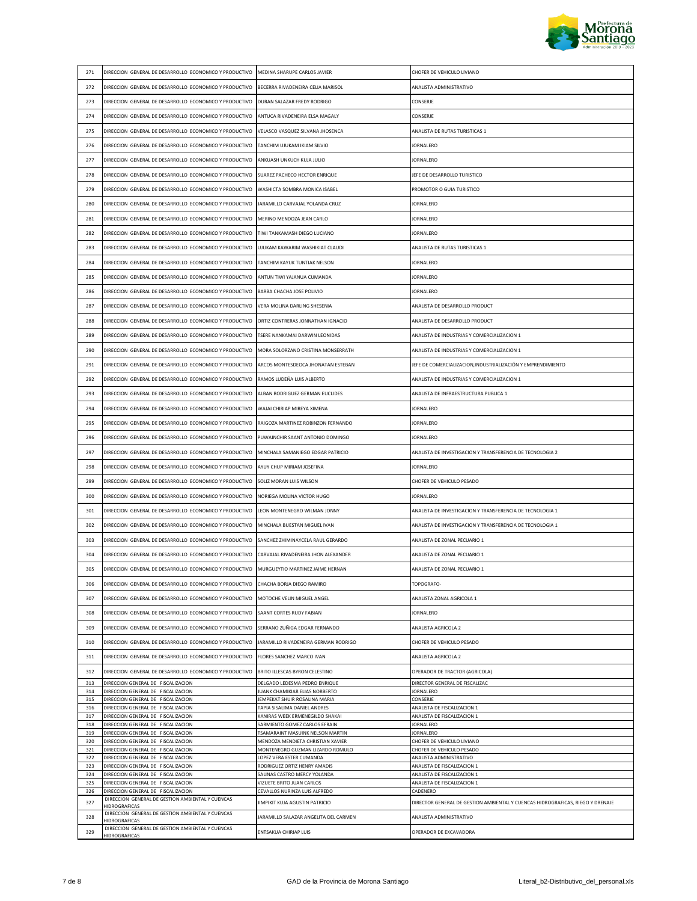| | | | |
|---|---|---|---|
| 271 | DIRECCION GENERAL DE DESARROLLO ECONOMICO Y PRODUCTIVO | MEDINA SHARUPE CARLOS JAVIER | CHOFER DE VEHICULO LIVIANO |
| 272 | DIRECCION GENERAL DE DESARROLLO ECONOMICO Y PRODUCTIVO | BECERRA RIVADENEIRA CELIA MARISOL | ANALISTA ADMINISTRATIVO |
| 273 | DIRECCION GENERAL DE DESARROLLO ECONOMICO Y PRODUCTIVO | DURAN SALAZAR FREDY RODRIGO | CONSERJE |
| 274 | DIRECCION GENERAL DE DESARROLLO ECONOMICO Y PRODUCTIVO | ANTUCA RIVADENEIRA ELSA MAGALY | CONSERJE |
| 275 | DIRECCION GENERAL DE DESARROLLO ECONOMICO Y PRODUCTIVO | VELASCO VASQUEZ SILVANA JHOSENCA | ANALISTA DE RUTAS TURISTICAS 1 |
| 276 | DIRECCION GENERAL DE DESARROLLO ECONOMICO Y PRODUCTIVO | TANCHIM UJUKAM IKIAM SILVIO | JORNALERO |
| 277 | DIRECCION GENERAL DE DESARROLLO ECONOMICO Y PRODUCTIVO | ANKUASH UNKUCH KUJA JULIO | JORNALERO |
| 278 | DIRECCION GENERAL DE DESARROLLO ECONOMICO Y PRODUCTIVO | SUAREZ PACHECO HECTOR ENRIQUE | JEFE DE DESARROLLO TURISTICO |
| 279 | DIRECCION GENERAL DE DESARROLLO ECONOMICO Y PRODUCTIVO | WASHICTA SOMBRA MONICA ISABEL | PROMOTOR O GUIA TURISTICO |
| 280 | DIRECCION GENERAL DE DESARROLLO ECONOMICO Y PRODUCTIVO | JARAMILLO CARVAJAL YOLANDA CRUZ | JORNALERO |
| 281 | DIRECCION GENERAL DE DESARROLLO ECONOMICO Y PRODUCTIVO | MERINO MENDOZA JEAN CARLO | JORNALERO |
| 282 | DIRECCION GENERAL DE DESARROLLO ECONOMICO Y PRODUCTIVO | TIWI TANKAMASH DIEGO LUCIANO | JORNALERO |
| 283 | DIRECCION GENERAL DE DESARROLLO ECONOMICO Y PRODUCTIVO | UJUKAM KAWARIM WASHIKIAT CLAUDI | ANALISTA DE RUTAS TURISTICAS 1 |
| 284 | DIRECCION GENERAL DE DESARROLLO ECONOMICO Y PRODUCTIVO | TANCHIM KAYUK TUNTIAK NELSON | JORNALERO |
| 285 | DIRECCION GENERAL DE DESARROLLO ECONOMICO Y PRODUCTIVO | ANTUN TIWI YAJANUA CUMANDA | JORNALERO |
| 286 | DIRECCION GENERAL DE DESARROLLO ECONOMICO Y PRODUCTIVO | BARBA CHACHA JOSE POLIVIO | JORNALERO |
| 287 | DIRECCION GENERAL DE DESARROLLO ECONOMICO Y PRODUCTIVO | VERA MOLINA DARLING SHESENIA | ANALISTA DE DESARROLLO PRODUCT |
| 288 | DIRECCION GENERAL DE DESARROLLO ECONOMICO Y PRODUCTIVO | ORTIZ CONTRERAS JONNATHAN IGNACIO | ANALISTA DE DESARROLLO PRODUCT |
| 289 | DIRECCION GENERAL DE DESARROLLO ECONOMICO Y PRODUCTIVO | TSERE NANKAMAI DARWIN LEONIDAS | ANALISTA DE INDUSTRIAS Y COMERCIALIZACION 1 |
| 290 | DIRECCION GENERAL DE DESARROLLO ECONOMICO Y PRODUCTIVO | MORA SOLORZANO CRISTINA MONSERRATH | ANALISTA DE INDUSTRIAS Y COMERCIALIZACION 1 |
| 291 | DIRECCION GENERAL DE DESARROLLO ECONOMICO Y PRODUCTIVO | ARCOS MONTESDEOCA JHONATAN ESTEBAN | JEFE DE COMERCIALIZACION,INDUSTRIALIZACIÓN Y EMPRENDIMIENTO |
| 292 | DIRECCION GENERAL DE DESARROLLO ECONOMICO Y PRODUCTIVO | RAMOS LUDEÑA LUIS ALBERTO | ANALISTA DE INDUSTRIAS Y COMERCIALIZACION 1 |
| 293 | DIRECCION GENERAL DE DESARROLLO ECONOMICO Y PRODUCTIVO | ALBAN RODRIGUEZ GERMAN EUCLIDES | ANALISTA DE INFRAESTRUCTURA PUBLICA 1 |
| 294 | DIRECCION GENERAL DE DESARROLLO ECONOMICO Y PRODUCTIVO | WAJAI CHIRIAP MIREYA XIMENA | JORNALERO |
| 295 | DIRECCION GENERAL DE DESARROLLO ECONOMICO Y PRODUCTIVO | RAIGOZA MARTINEZ ROBINZON FERNANDO | JORNALERO |
| 296 | DIRECCION GENERAL DE DESARROLLO ECONOMICO Y PRODUCTIVO | PUWAINCHIR SAANT ANTONIO DOMINGO | JORNALERO |
| 297 | DIRECCION GENERAL DE DESARROLLO ECONOMICO Y PRODUCTIVO | MINCHALA SAMANIEGO EDGAR PATRICIO | ANALISTA DE INVESTIGACION Y TRANSFERENCIA DE TECNOLOGIA 2 |
| 298 | DIRECCION GENERAL DE DESARROLLO ECONOMICO Y PRODUCTIVO | AYUY CHUP MIRIAM JOSEFINA | JORNALERO |
| 299 | DIRECCION GENERAL DE DESARROLLO ECONOMICO Y PRODUCTIVO | SOLIZ MORAN LUIS WILSON | CHOFER DE VEHICULO PESADO |
| 300 | DIRECCION GENERAL DE DESARROLLO ECONOMICO Y PRODUCTIVO | NORIEGA MOLINA VICTOR HUGO | JORNALERO |
| 301 | DIRECCION GENERAL DE DESARROLLO ECONOMICO Y PRODUCTIVO | LEON MONTENEGRO WILMAN JONNY | ANALISTA DE INVESTIGACION Y TRANSFERENCIA DE TECNOLOGIA 1 |
| 302 | DIRECCION GENERAL DE DESARROLLO ECONOMICO Y PRODUCTIVO | MINCHALA BUESTAN MIGUEL IVAN | ANALISTA DE INVESTIGACION Y TRANSFERENCIA DE TECNOLOGIA 1 |
| 303 | DIRECCION GENERAL DE DESARROLLO ECONOMICO Y PRODUCTIVO | SANCHEZ ZHIMINAYCELA RAUL GERARDO | ANALISTA DE ZONAL PECUARIO 1 |
| 304 | DIRECCION GENERAL DE DESARROLLO ECONOMICO Y PRODUCTIVO | CARVAJAL RIVADENEIRA JHON ALEXANDER | ANALISTA DE ZONAL PECUARIO 1 |
| 305 | DIRECCION GENERAL DE DESARROLLO ECONOMICO Y PRODUCTIVO | MURGUEYTIO MARTINEZ JAIME HERNAN | ANALISTA DE ZONAL PECUARIO 1 |
| 306 | DIRECCION GENERAL DE DESARROLLO ECONOMICO Y PRODUCTIVO | CHACHA BORJA DIEGO RAMIRO | TOPOGRAFO- |
| 307 | DIRECCION GENERAL DE DESARROLLO ECONOMICO Y PRODUCTIVO | MOTOCHE VELIN MIGUEL ANGEL | ANALISTA ZONAL AGRICOLA 1 |
| 308 | DIRECCION GENERAL DE DESARROLLO ECONOMICO Y PRODUCTIVO | SAANT CORTES RUDY FABIAN | JORNALERO |
| 309 | DIRECCION GENERAL DE DESARROLLO ECONOMICO Y PRODUCTIVO | SERRANO ZUÑIGA EDGAR FERNANDO | ANALISTA AGRICOLA 2 |
| 310 | DIRECCION GENERAL DE DESARROLLO ECONOMICO Y PRODUCTIVO | JARAMILLO RIVADENEIRA GERMAN RODRIGO | CHOFER DE VEHICULO PESADO |
| 311 | DIRECCION GENERAL DE DESARROLLO ECONOMICO Y PRODUCTIVO | FLORES SANCHEZ MARCO IVAN | ANALISTA AGRICOLA 2 |
| 312 | DIRECCION GENERAL DE DESARROLLO ECONOMICO Y PRODUCTIVO | BRITO ILLESCAS BYRON CELESTINO | OPERADOR DE TRACTOR (AGRICOLA) |
| 313 | DIRECCION GENERAL DE FISCALIZACION | DELGADO LEDESMA PEDRO ENRIQUE | DIRECTOR GENERAL DE FISCALIZAC |
| 314 | DIRECCION GENERAL DE FISCALIZACION | JUANK CHAMIKIAR ELIAS NORBERTO | JORNALERO |
| 315 | DIRECCION GENERAL DE FISCALIZACION | JEMPEKAT SHUIR ROSALINA MARIA | CONSERJE |
| 316 | DIRECCION GENERAL DE FISCALIZACION | TAPIA SISALIMA DANIEL ANDRES | ANALISTA DE FISCALIZACION 1 |
| 317 | DIRECCION GENERAL DE FISCALIZACION | KANIRAS WEEK ERMENEGILDO SHAKAI | ANALISTA DE FISCALIZACION 1 |
| 318 | DIRECCION GENERAL DE FISCALIZACION | SARMIENTO GOMEZ CARLOS EFRAIN | JORNALERO |
| 319 | DIRECCION GENERAL DE FISCALIZACION | TSAMARAINT MASUINK NELSON MARTIN | JORNALERO |
| 320 | DIRECCION GENERAL DE FISCALIZACION | MENDOZA MENDIETA CHRISTIAN XAVIER | CHOFER DE VEHICULO LIVIANO |
| 321 | DIRECCION GENERAL DE FISCALIZACION | MONTENEGRO GUZMAN LIZARDO ROMULO | CHOFER DE VEHICULO PESADO |
| 322 | DIRECCION GENERAL DE FISCALIZACION | LOPEZ VERA ESTER CUMANDA | ANALISTA ADMINISTRATIVO |
| 323 | DIRECCION GENERAL DE FISCALIZACION | RODRIGUEZ ORTIZ HENRY AMADIS | ANALISTA DE FISCALIZACION 1 |
| 324 | DIRECCION GENERAL DE FISCALIZACION | SALINAS CASTRO MERCY YOLANDA | ANALISTA DE FISCALIZACION 1 |
| 325 | DIRECCION GENERAL DE FISCALIZACION | VIZUETE BRITO JUAN CARLOS | ANALISTA DE FISCALIZACION 1 |
| 326 | DIRECCION GENERAL DE FISCALIZACION | CEVALLOS NURINZA LUIS ALFREDO | CADENERO |
| 327 | DIRECCION GENERAL DE GESTION AMBIENTAL Y CUENCAS HIDROGRAFICAS | JIMPIKIT KUJA AGUSTIN PATRICIO | DIRECTOR GENERAL DE GESTION AMBIENTAL Y CUENCAS HIDROGRAFICAS, RIEGO Y DRENAJE |
| 328 | DIRECCION GENERAL DE GESTION AMBIENTAL Y CUENCAS HIDROGRAFICAS | JARAMILLO SALAZAR ANGELITA DEL CARMEN | ANALISTA ADMINISTRATIVO |
| 329 | DIRECCION GENERAL DE GESTION AMBIENTAL Y CUENCAS HIDROGRAFICAS | ENTSAKUA CHIRIAP LUIS | OPERADOR DE EXCAVADORA |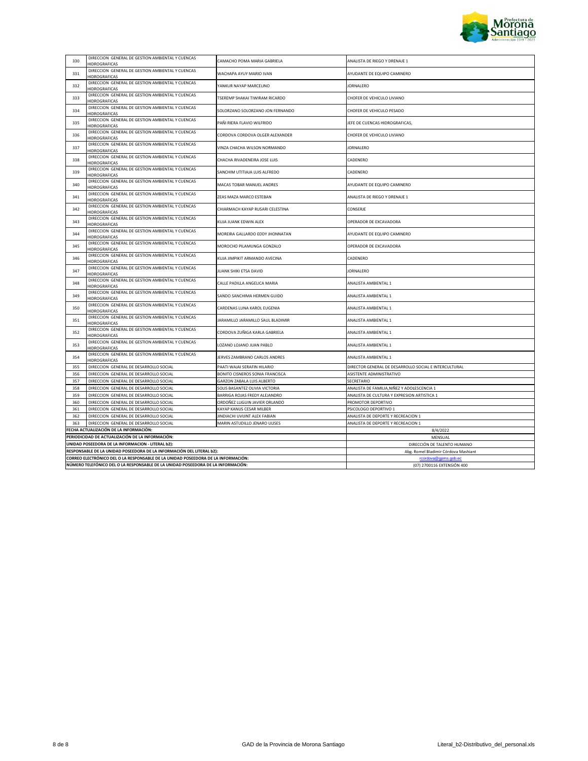| | | | |
|---|---|---|---|
| 330 | DIRECCION GENERAL DE GESTION AMBIENTAL Y CUENCAS HIDROGRAFICAS | CAMACHO POMA MARIA GABRIELA | ANALISTA DE RIEGO Y DRENAJE 1 |
| 331 | DIRECCION GENERAL DE GESTION AMBIENTAL Y CUENCAS HIDROGRAFICAS | WACHAPA AYUY MARIO IVAN | AYUDANTE DE EQUIPO CAMINERO |
| 332 | DIRECCION GENERAL DE GESTION AMBIENTAL Y CUENCAS HIDROGRAFICAS | YANKUR NAYAP MARCELINO | JORNALERO |
| 333 | DIRECCION GENERAL DE GESTION AMBIENTAL Y CUENCAS HIDROGRAFICAS | TSEREMP SHAKAI TIWIRAM RICARDO | CHOFER DE VEHICULO LIVIANO |
| 334 | DIRECCION GENERAL DE GESTION AMBIENTAL Y CUENCAS HIDROGRAFICAS | SOLORZANO SOLORZANO JON FERNANDO | CHOFER DE VEHICULO PESADO |
| 335 | DIRECCION GENERAL DE GESTION AMBIENTAL Y CUENCAS HIDROGRAFICAS | PAÑI RIERA FLAVIO WILFRIDO | JEFE DE CUENCAS HIDROGRAFICAS, |
| 336 | DIRECCION GENERAL DE GESTION AMBIENTAL Y CUENCAS HIDROGRAFICAS | CORDOVA CORDOVA OLGER ALEXANDER | CHOFER DE VEHICULO LIVIANO |
| 337 | DIRECCION GENERAL DE GESTION AMBIENTAL Y CUENCAS HIDROGRAFICAS | VINZA CHACHA WILSON NORMANDO | JORNALERO |
| 338 | DIRECCION GENERAL DE GESTION AMBIENTAL Y CUENCAS HIDROGRAFICAS | CHACHA RIVADENEIRA JOSE LUIS | CADENERO |
| 339 | DIRECCION GENERAL DE GESTION AMBIENTAL Y CUENCAS HIDROGRAFICAS | SANCHIM UTITIAJA LUIS ALFREDO | CADENERO |
| 340 | DIRECCION GENERAL DE GESTION AMBIENTAL Y CUENCAS HIDROGRAFICAS | MACAS TOBAR MANUEL ANDRES | AYUDANTE DE EQUIPO CAMINERO |
| 341 | DIRECCION GENERAL DE GESTION AMBIENTAL Y CUENCAS HIDROGRAFICAS | ZEAS MAZA MARCO ESTEBAN | ANALISTA DE RIEGO Y DRENAJE 1 |
| 342 | DIRECCION GENERAL DE GESTION AMBIENTAL Y CUENCAS HIDROGRAFICAS | CHIARMACH KAYAP RUSARI CELESTINA | CONSERJE |
| 343 | DIRECCION GENERAL DE GESTION AMBIENTAL Y CUENCAS HIDROGRAFICAS | KUJA JUANK EDWIN ALEX | OPERADOR DE EXCAVADORA |
| 344 | DIRECCION GENERAL DE GESTION AMBIENTAL Y CUENCAS HIDROGRAFICAS | MOREIRA GALLARDO EDDY JHONNATAN | AYUDANTE DE EQUIPO CAMINERO |
| 345 | DIRECCION GENERAL DE GESTION AMBIENTAL Y CUENCAS HIDROGRAFICAS | MOROCHO PILAMUNGA GONZALO | OPERADOR DE EXCAVADORA |
| 346 | DIRECCION GENERAL DE GESTION AMBIENTAL Y CUENCAS HIDROGRAFICAS | KUJA JIMPIKIT ARMANDO AVECINA | CADENERO |
| 347 | DIRECCION GENERAL DE GESTION AMBIENTAL Y CUENCAS HIDROGRAFICAS | JUANK SHIKI ETSA DAVID | JORNALERO |
| 348 | DIRECCION GENERAL DE GESTION AMBIENTAL Y CUENCAS HIDROGRAFICAS | CALLE PADILLA ANGELICA MARIA | ANALISTA AMBIENTAL 1 |
| 349 | DIRECCION GENERAL DE GESTION AMBIENTAL Y CUENCAS HIDROGRAFICAS | SANDO SANCHIMA HERMEN GUIDO | ANALISTA AMBIENTAL 1 |
| 350 | DIRECCION GENERAL DE GESTION AMBIENTAL Y CUENCAS HIDROGRAFICAS | CARDENAS LUNA KAROL EUGENIA | ANALISTA AMBIENTAL 1 |
| 351 | DIRECCION GENERAL DE GESTION AMBIENTAL Y CUENCAS HIDROGRAFICAS | JARAMILLO JARAMILLO SAUL BLADIMIR | ANALISTA AMBIENTAL 1 |
| 352 | DIRECCION GENERAL DE GESTION AMBIENTAL Y CUENCAS HIDROGRAFICAS | CORDOVA ZUÑIGA KARLA GABRIELA | ANALISTA AMBIENTAL 1 |
| 353 | DIRECCION GENERAL DE GESTION AMBIENTAL Y CUENCAS HIDROGRAFICAS | LOZANO LOJANO JUAN PABLO | ANALISTA AMBIENTAL 1 |
| 354 | DIRECCION GENERAL DE GESTION AMBIENTAL Y CUENCAS HIDROGRAFICAS | JERVES ZAMBRANO CARLOS ANDRES | ANALISTA AMBIENTAL 1 |
| 355 | DIRECCION GENERAL DE DESARROLLO SOCIAL | PAATI WAJAI SERAFIN HILARIO | DIRECTOR GENERAL DE DESARROLLO SOCIAL E INTERCULTURAL |
| 356 | DIRECCION GENERAL DE DESARROLLO SOCIAL | BONITO CISNEROS SONIA FRANCISCA | ASISTENTE ADMINISTRATIVO |
| 357 | DIRECCION GENERAL DE DESARROLLO SOCIAL | GARZON ZABALA LUIS ALBERTO | SECRETARIO |
| 358 | DIRECCION GENERAL DE DESARROLLO SOCIAL | SOLIS BASANTEZ OLIVIA VICTORIA | ANALISTA DE FAMILIA,NIÑEZ Y ADOLESCENCIA 1 |
| 359 | DIRECCION GENERAL DE DESARROLLO SOCIAL | BARRIGA ROJAS FREDY ALEJANDRO | ANALISTA DE CULTURA Y EXPRESION ARTISTICA 1 |
| 360 | DIRECCION GENERAL DE DESARROLLO SOCIAL | ORDOÑEZ LLIGUIN JAVIER ORLANDO | PROMOTOR DEPORTIVO |
| 361 | DIRECCION GENERAL DE DESARROLLO SOCIAL | KAYAP KANUS CESAR MILBER | PSICOLOGO DEPORTIVO 1 |
| 362 | DIRECCION GENERAL DE DESARROLLO SOCIAL | JINDIACHI UVIJINT ALEX FABIAN | ANALISTA DE DEPORTE Y RECREACION 1 |
| 363 | DIRECCION GENERAL DE DESARROLLO SOCIAL | MARIN ASTUDILLO JENARO ULISES | ANALISTA DE DEPORTE Y RECREACION 1 |
| **FECHA ACTUALIZACIÓN DE LA INFORMACIÓN:** | | | 8/4/2022 |
| **PERIODICIDAD DE ACTUALIZACIÓN DE LA INFORMACIÓN:** | | | MENSUAL |
| **UNIDAD POSEEDORA DE LA INFORMACION - LITERAL b2):** | | | DIRECCIÓN DE TALENTO HUMANO |
| **RESPONSABLE DE LA UNIDAD POSEEDORA DE LA INFORMACIÓN DEL LITERAL b2):** | | | Abg. Romel Bladimir Córdova Mashiant |
| **CORREO ELECTRÓNICO DEL O LA RESPONSABLE DE LA UNIDAD POSEEDORA DE LA INFORMACIÓN:** | | | rcordova@gpms.gob.ec |
| **NÚMERO TELEFÓNICO DEL O LA RESPONSABLE DE LA UNIDAD POSEEDORA DE LA INFORMACIÓN:** | | | (07) 2700116 EXTENSIÓN 400 |